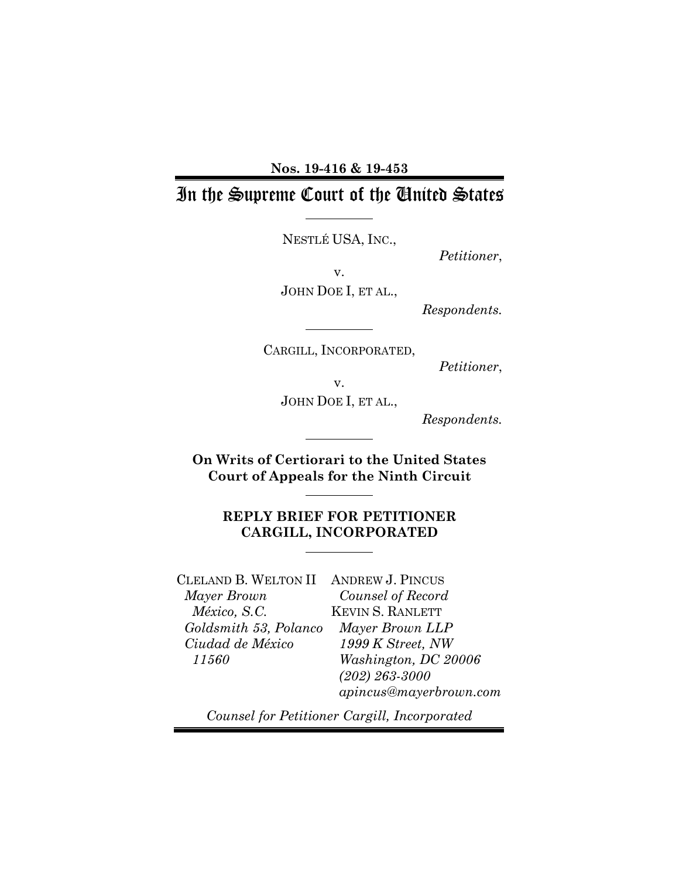**Nos. 19-416 & 19-453**

# In the Supreme Court of the United States

NESTLÉ USA, INC.,

*Petitioner*,

v.

JOHN DOE I, ET AL.,

*Respondents.*

CARGILL, INCORPORATED,

*Petitioner*,

v.

JOHN DOE I, ET AL.,

*Respondents.*

**On Writs of Certiorari to the United States Court of Appeals for the Ninth Circuit**

**REPLY BRIEF FOR PETITIONER CARGILL, INCORPORATED**

CLELAND B. WELTON II
*Mayer Brown México, S.C.*
*Goldsmith 53, Polanco*
*Ciudad de México 11560*

ANDREW J. PINCUS
*Counsel of Record*
KEVIN S. RANLETT
*Mayer Brown LLP*
*1999 K Street, NW*
*Washington, DC 20006*
*(202) 263-3000*
*apincus@mayerbrown.com*

*Counsel for Petitioner Cargill, Incorporated*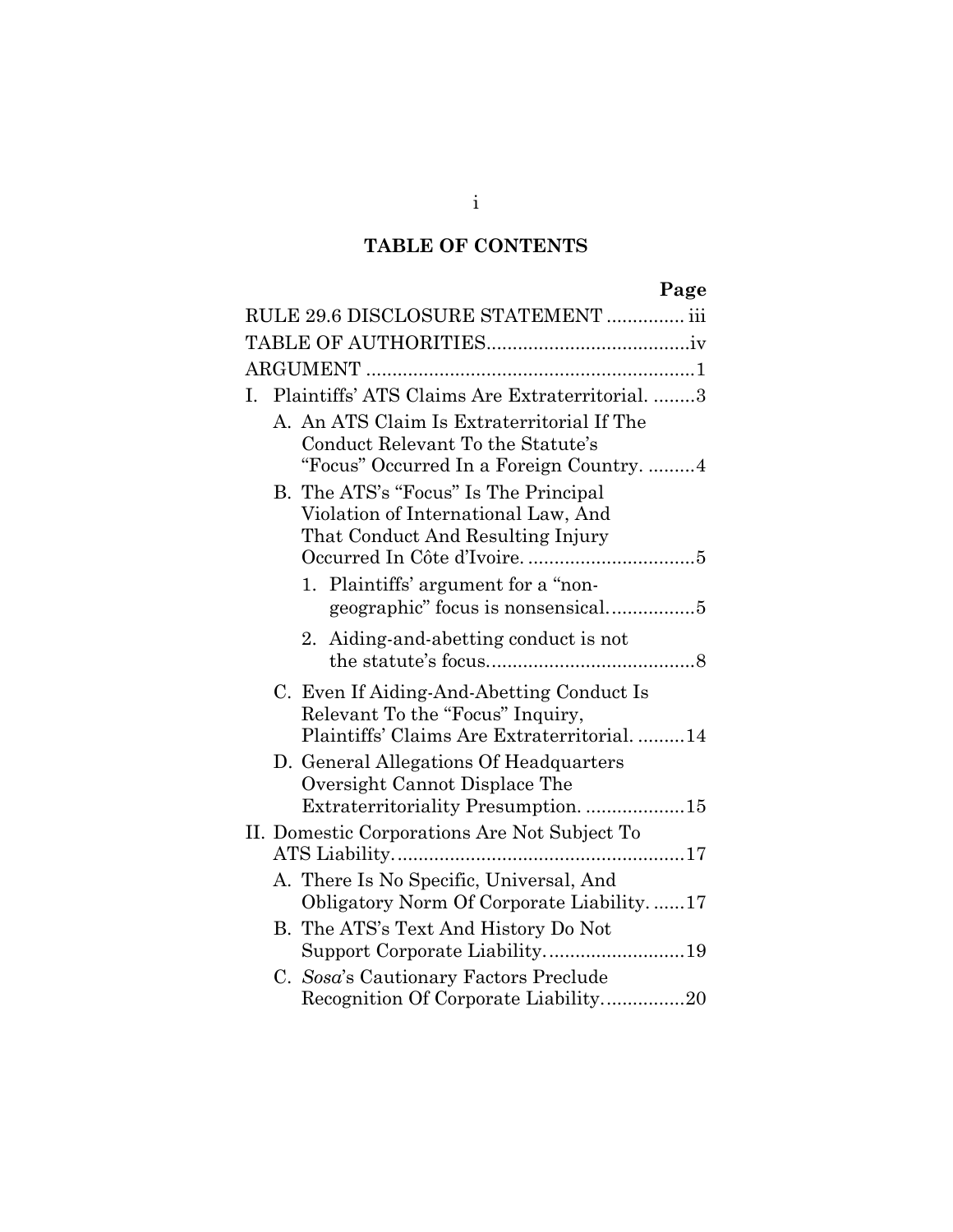# TABLE OF CONTENTS

| | Page |
|---|---|
| RULE 29.6 DISCLOSURE STATEMENT | iii |
| TABLE OF AUTHORITIES | iv |
| ARGUMENT | 1 |
| I. Plaintiffs' ATS Claims Are Extraterritorial. | 3 |
| A. An ATS Claim Is Extraterritorial If The Conduct Relevant To the Statute's "Focus" Occurred In a Foreign Country. | 4 |
| B. The ATS's "Focus" Is The Principal Violation of International Law, And That Conduct And Resulting Injury Occurred In Côte d'Ivoire. | 5 |
| 1. Plaintiffs' argument for a "non-geographic" focus is nonsensical. | 5 |
| 2. Aiding-and-abetting conduct is not the statute's focus. | 8 |
| C. Even If Aiding-And-Abetting Conduct Is Relevant To the "Focus" Inquiry, Plaintiffs' Claims Are Extraterritorial. | 14 |
| D. General Allegations Of Headquarters Oversight Cannot Displace The Extraterritoriality Presumption. | 15 |
| II. Domestic Corporations Are Not Subject To ATS Liability. | 17 |
| A. There Is No Specific, Universal, And Obligatory Norm Of Corporate Liability. | 17 |
| B. The ATS's Text And History Do Not Support Corporate Liability. | 19 |
| C. *Sosa*'s Cautionary Factors Preclude Recognition Of Corporate Liability. | 20 |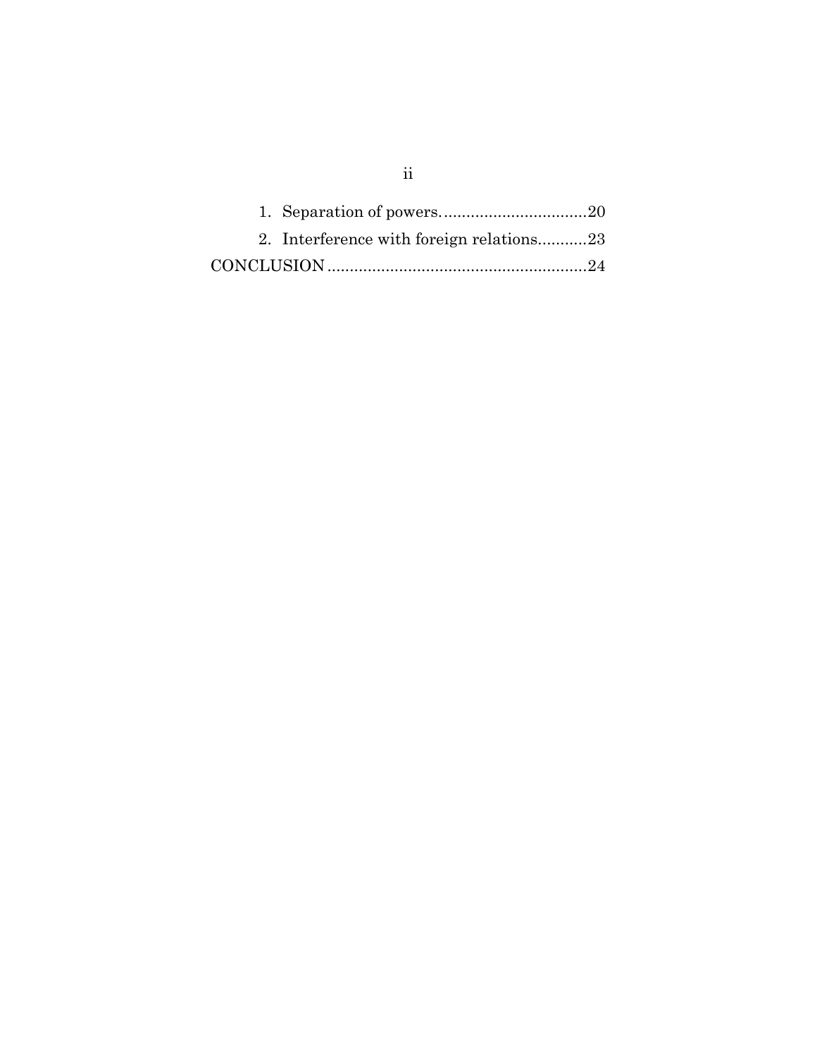1. Separation of powers................................20
2. Interference with foreign relations...........23

CONCLUSION..........................................................24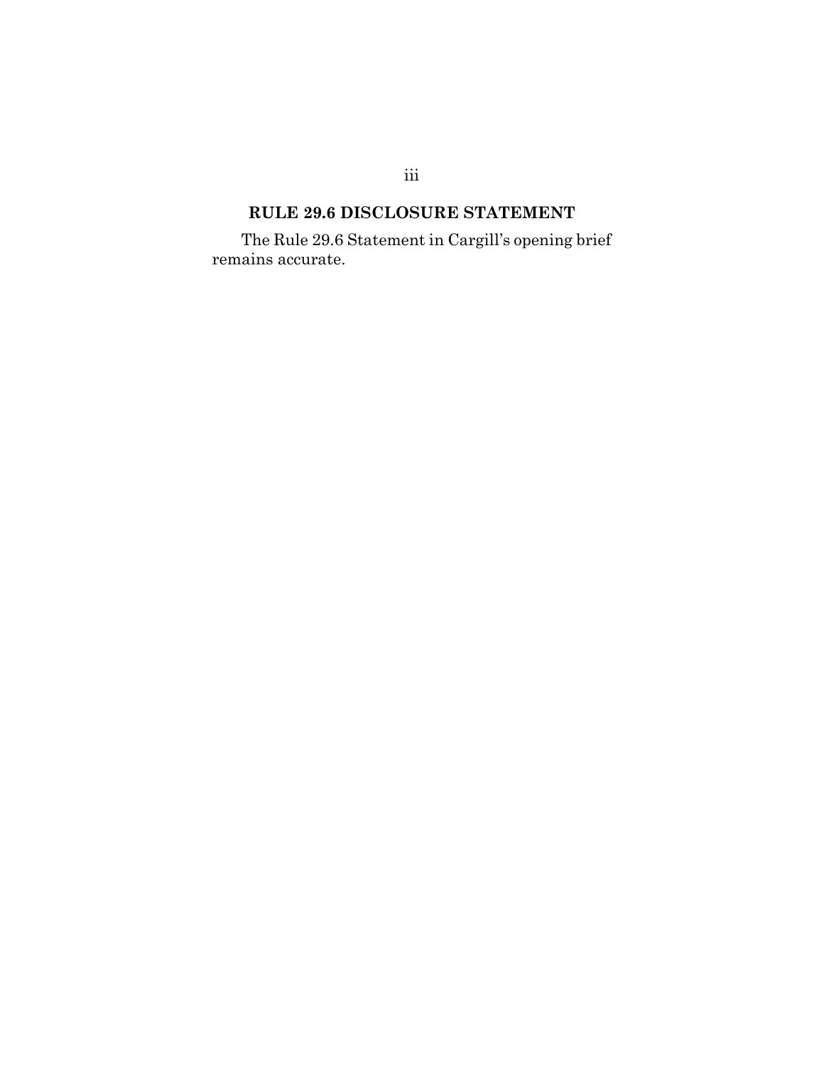## RULE 29.6 DISCLOSURE STATEMENT

The Rule 29.6 Statement in Cargill's opening brief remains accurate.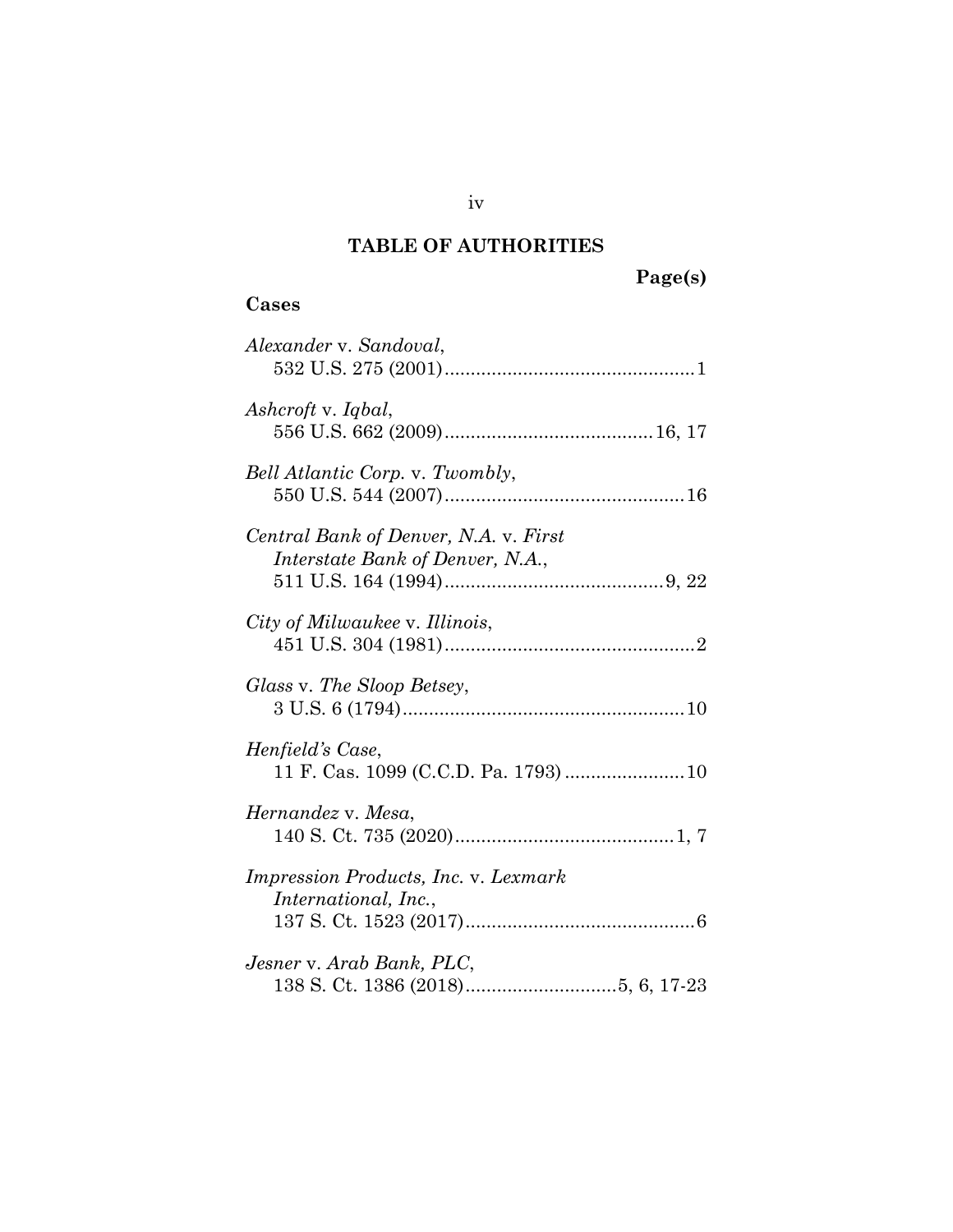# TABLE OF AUTHORITIES

**Page(s)**

**Cases**

*Alexander* v. *Sandoval*,
532 U.S. 275 (2001)................................................1

*Ashcroft* v. *Iqbal*,
556 U.S. 662 (2009)........................................16, 17

*Bell Atlantic Corp.* v. *Twombly*,
550 U.S. 544 (2007)..............................................16

*Central Bank of Denver, N.A.* v. *First Interstate Bank of Denver, N.A.*,
511 U.S. 164 (1994)..........................................9, 22

*City of Milwaukee* v. *Illinois*,
451 U.S. 304 (1981)................................................2

*Glass* v. *The Sloop Betsey*,
3 U.S. 6 (1794).......................................................10

*Henfield's Case*,
11 F. Cas. 1099 (C.C.D. Pa. 1793).......................10

*Hernandez* v. *Mesa*,
140 S. Ct. 735 (2020)..........................................1, 7

*Impression Products, Inc.* v. *Lexmark International, Inc.*,
137 S. Ct. 1523 (2017)............................................6

*Jesner* v. *Arab Bank, PLC*,
138 S. Ct. 1386 (2018).............................5, 6, 17-23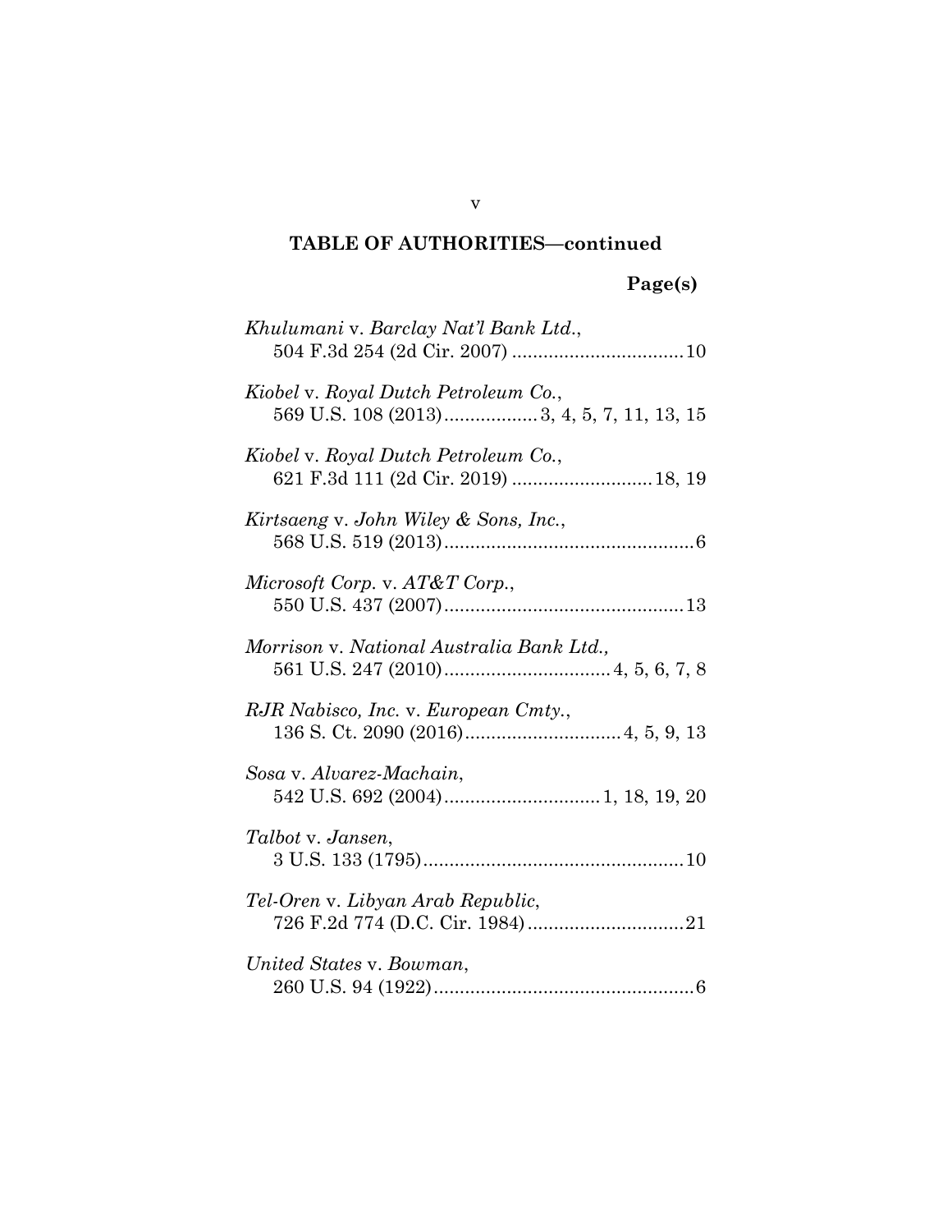**TABLE OF AUTHORITIES—continued**

**Page(s)**

*Khulumani* v. *Barclay Nat'l Bank Ltd.*,
504 F.3d 254 (2d Cir. 2007) ................................. 10

*Kiobel* v. *Royal Dutch Petroleum Co.*,
569 U.S. 108 (2013) ................. 3, 4, 5, 7, 11, 13, 15

*Kiobel* v. *Royal Dutch Petroleum Co.*,
621 F.3d 111 (2d Cir. 2019) ........................... 18, 19

*Kirtsaeng* v. *John Wiley & Sons, Inc.*,
568 U.S. 519 (2013) ................................................ 6

*Microsoft Corp.* v. *AT&T Corp.*,
550 U.S. 437 (2007) .............................................. 13

*Morrison* v. *National Australia Bank Ltd.,*
561 U.S. 247 (2010) ................................ 4, 5, 6, 7, 8

*RJR Nabisco, Inc.* v. *European Cmty.*,
136 S. Ct. 2090 (2016) .............................. 4, 5, 9, 13

*Sosa* v. *Alvarez-Machain*,
542 U.S. 692 (2004) .............................. 1, 18, 19, 20

*Talbot* v. *Jansen*,
3 U.S. 133 (1795) .................................................. 10

*Tel-Oren* v. *Libyan Arab Republic*,
726 F.2d 774 (D.C. Cir. 1984) .............................. 21

*United States* v. *Bowman*,
260 U.S. 94 (1922) .................................................. 6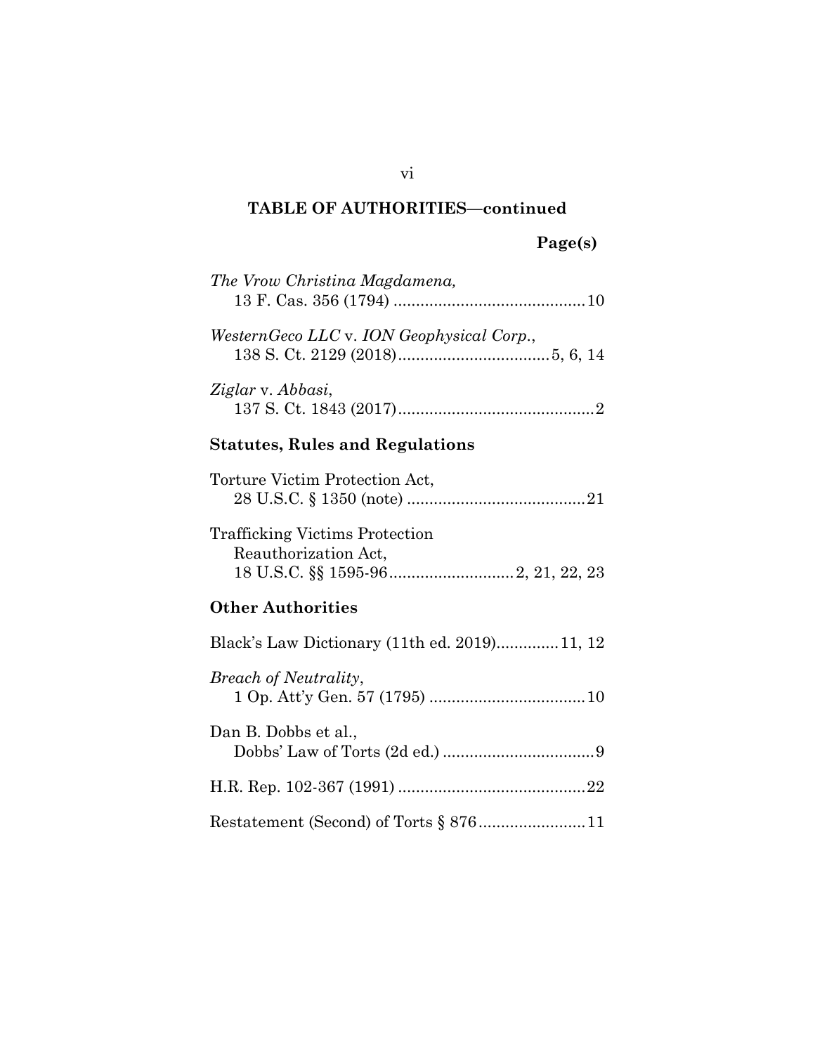## TABLE OF AUTHORITIES—continued

**Page(s)**

*The Vrow Christina Magdamena*,
13 F. Cas. 356 (1794) .......................................... 10

*WesternGeco LLC* v. *ION Geophysical Corp.*,
138 S. Ct. 2129 (2018) .................................. 5, 6, 14

*Ziglar* v. *Abbasi*,
137 S. Ct. 1843 (2017) .............................................. 2

### Statutes, Rules and Regulations

Torture Victim Protection Act,
28 U.S.C. § 1350 (note) ........................................ 21

Trafficking Victims Protection
Reauthorization Act,
18 U.S.C. §§ 1595-96 ............................ 2, 21, 22, 23

### Other Authorities

Black's Law Dictionary (11th ed. 2019) ............. 11, 12

*Breach of Neutrality*,
1 Op. Att'y Gen. 57 (1795) .................................. 10

Dan B. Dobbs et al.,
Dobbs' Law of Torts (2d ed.) ................................. 9

H.R. Rep. 102-367 (1991) ......................................... 22

Restatement (Second) of Torts § 876 ....................... 11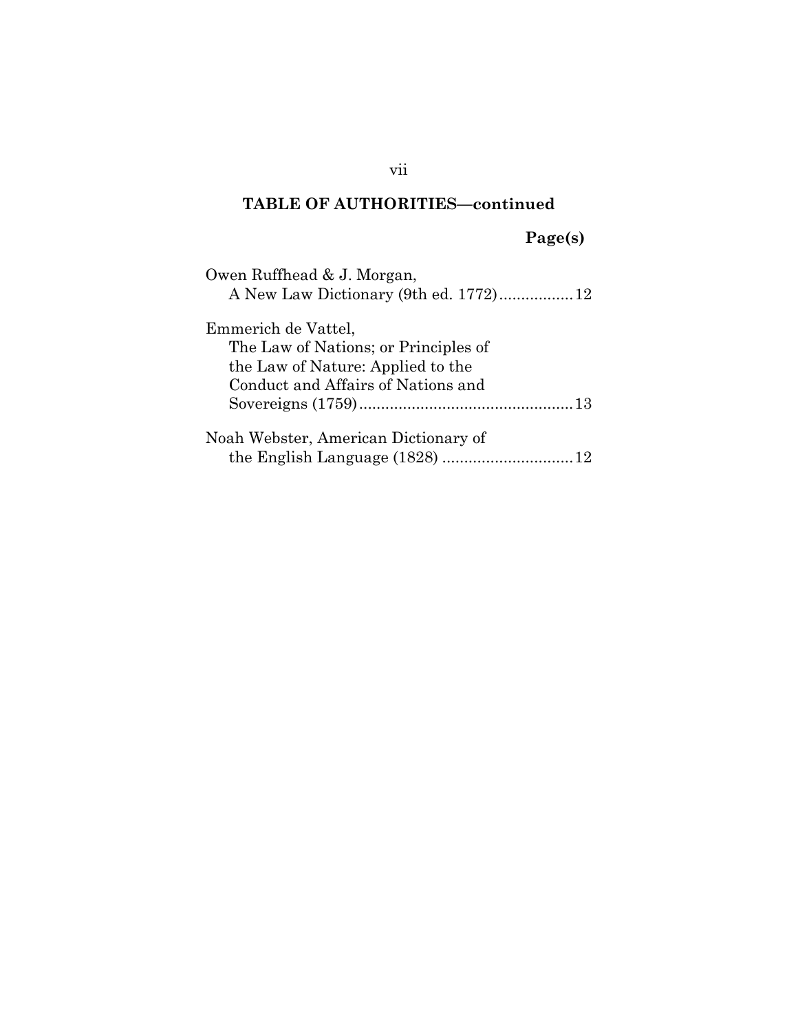## TABLE OF AUTHORITIES—continued

**Page(s)**

Owen Ruffhead & J. Morgan,
A New Law Dictionary (9th ed. 1772) ................. 12

Emmerich de Vattel,
The Law of Nations; or Principles of the Law of Nature: Applied to the Conduct and Affairs of Nations and Sovereigns (1759) ................................................ 13

Noah Webster, American Dictionary of the English Language (1828) .............................. 12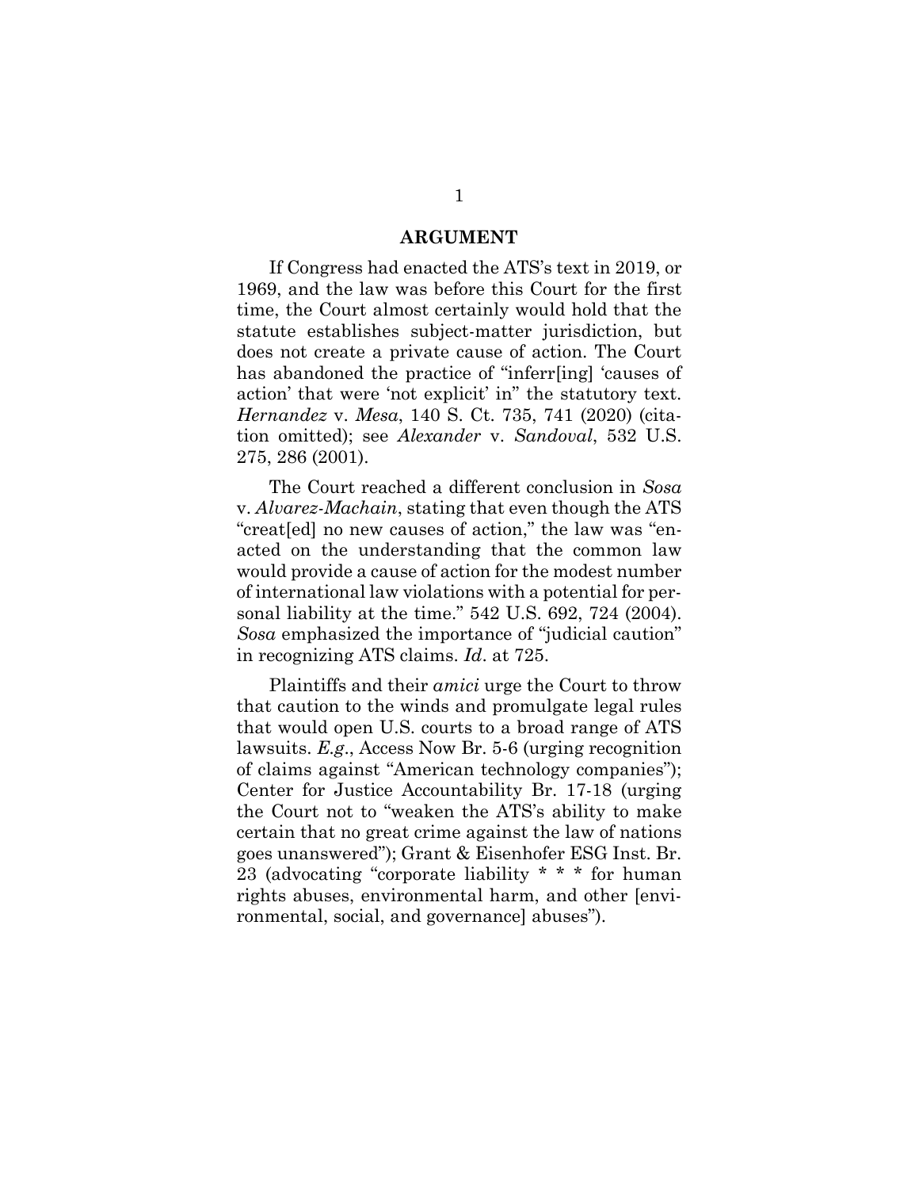## ARGUMENT

If Congress had enacted the ATS's text in 2019, or 1969, and the law was before this Court for the first time, the Court almost certainly would hold that the statute establishes subject-matter jurisdiction, but does not create a private cause of action. The Court has abandoned the practice of "inferr[ing] 'causes of action' that were 'not explicit' in" the statutory text. *Hernandez* v. *Mesa*, 140 S. Ct. 735, 741 (2020) (citation omitted); see *Alexander* v. *Sandoval*, 532 U.S. 275, 286 (2001).

The Court reached a different conclusion in *Sosa* v. *Alvarez-Machain*, stating that even though the ATS "creat[ed] no new causes of action," the law was "enacted on the understanding that the common law would provide a cause of action for the modest number of international law violations with a potential for personal liability at the time." 542 U.S. 692, 724 (2004). *Sosa* emphasized the importance of "judicial caution" in recognizing ATS claims. *Id*. at 725.

Plaintiffs and their *amici* urge the Court to throw that caution to the winds and promulgate legal rules that would open U.S. courts to a broad range of ATS lawsuits. *E.g.*, Access Now Br. 5-6 (urging recognition of claims against "American technology companies"); Center for Justice Accountability Br. 17-18 (urging the Court not to "weaken the ATS's ability to make certain that no great crime against the law of nations goes unanswered"); Grant & Eisenhofer ESG Inst. Br. 23 (advocating "corporate liability * * * for human rights abuses, environmental harm, and other [environmental, social, and governance] abuses").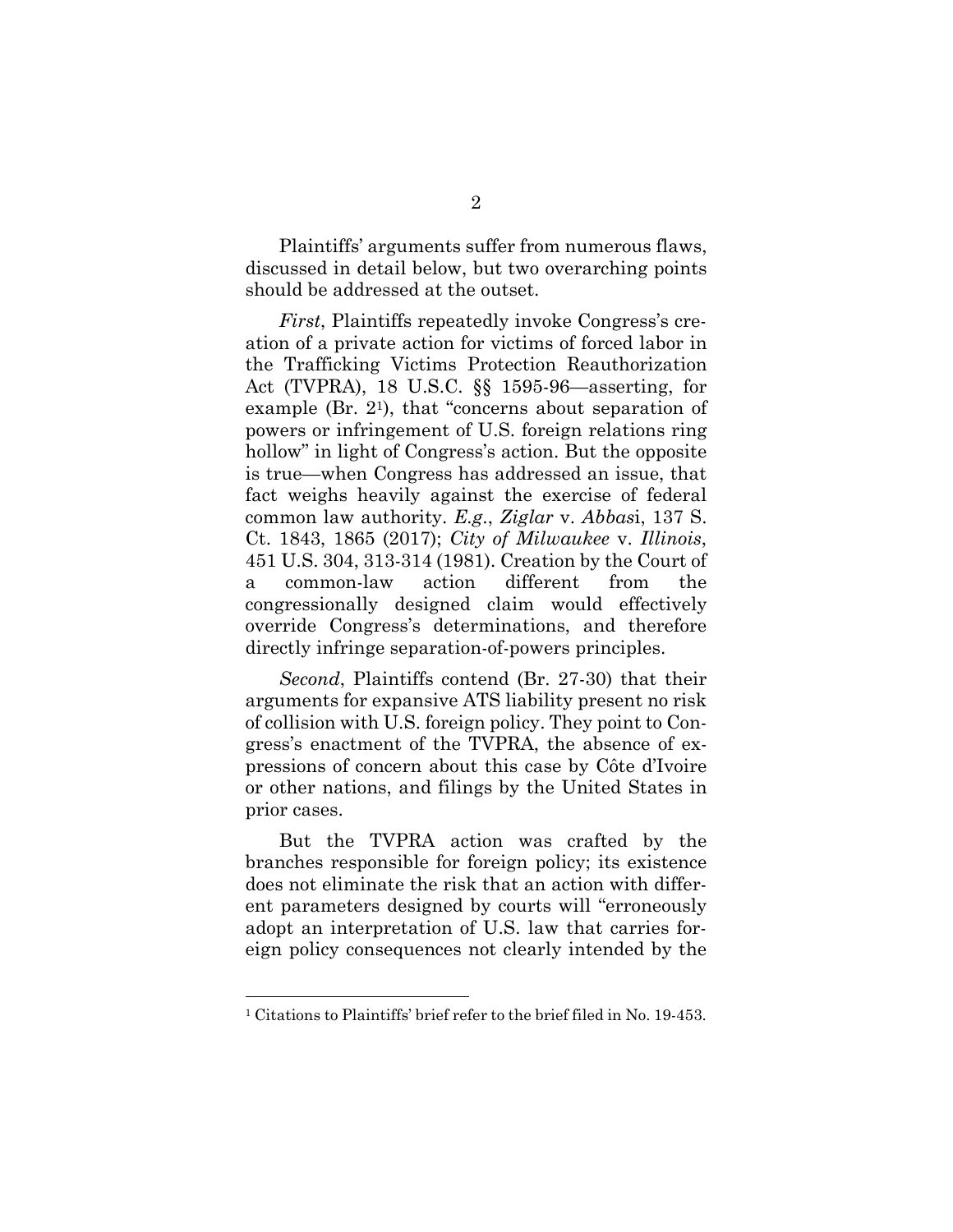Plaintiffs' arguments suffer from numerous flaws, discussed in detail below, but two overarching points should be addressed at the outset.

*First*, Plaintiffs repeatedly invoke Congress's creation of a private action for victims of forced labor in the Trafficking Victims Protection Reauthorization Act (TVPRA), 18 U.S.C. §§ 1595-96—asserting, for example (Br. 2[1]), that "concerns about separation of powers or infringement of U.S. foreign relations ring hollow" in light of Congress's action. But the opposite is true—when Congress has addressed an issue, that fact weighs heavily against the exercise of federal common law authority. *E.g.*, *Ziglar* v. *Abbasi*, 137 S. Ct. 1843, 1865 (2017); *City of Milwaukee* v. *Illinois*, 451 U.S. 304, 313-314 (1981). Creation by the Court of a common-law action different from the congressionally designed claim would effectively override Congress's determinations, and therefore directly infringe separation-of-powers principles.

*Second*, Plaintiffs contend (Br. 27-30) that their arguments for expansive ATS liability present no risk of collision with U.S. foreign policy. They point to Congress's enactment of the TVPRA, the absence of expressions of concern about this case by Côte d'Ivoire or other nations, and filings by the United States in prior cases.

But the TVPRA action was crafted by the branches responsible for foreign policy; its existence does not eliminate the risk that an action with different parameters designed by courts will "erroneously adopt an interpretation of U.S. law that carries foreign policy consequences not clearly intended by the

[1] Citations to Plaintiffs' brief refer to the brief filed in No. 19-453.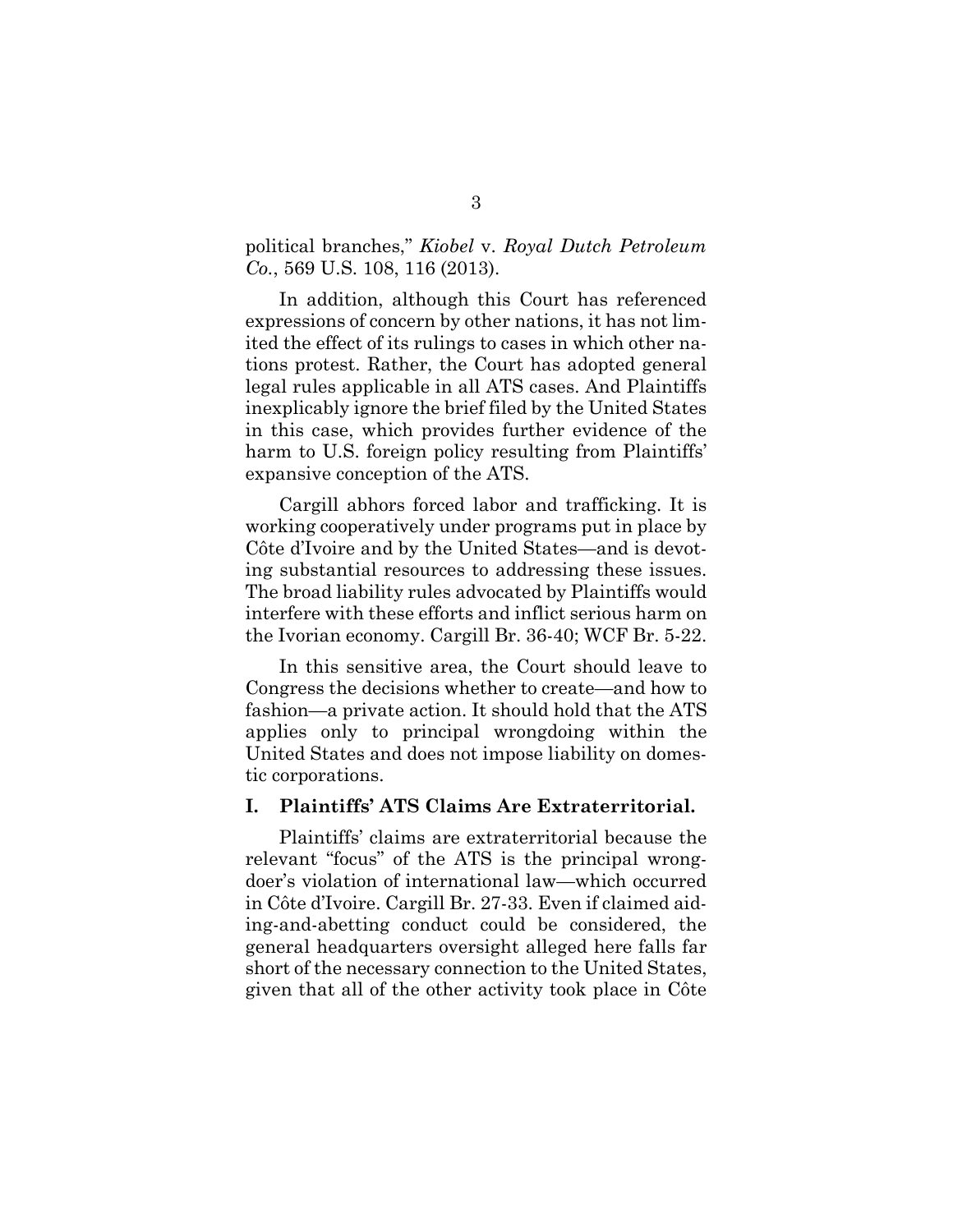political branches," *Kiobel* v. *Royal Dutch Petroleum Co.*, 569 U.S. 108, 116 (2013).

In addition, although this Court has referenced expressions of concern by other nations, it has not limited the effect of its rulings to cases in which other nations protest. Rather, the Court has adopted general legal rules applicable in all ATS cases. And Plaintiffs inexplicably ignore the brief filed by the United States in this case, which provides further evidence of the harm to U.S. foreign policy resulting from Plaintiffs' expansive conception of the ATS.

Cargill abhors forced labor and trafficking. It is working cooperatively under programs put in place by Côte d'Ivoire and by the United States—and is devoting substantial resources to addressing these issues. The broad liability rules advocated by Plaintiffs would interfere with these efforts and inflict serious harm on the Ivorian economy. Cargill Br. 36-40; WCF Br. 5-22.

In this sensitive area, the Court should leave to Congress the decisions whether to create—and how to fashion—a private action. It should hold that the ATS applies only to principal wrongdoing within the United States and does not impose liability on domestic corporations.

## I. Plaintiffs' ATS Claims Are Extraterritorial.

Plaintiffs' claims are extraterritorial because the relevant "focus" of the ATS is the principal wrongdoer's violation of international law—which occurred in Côte d'Ivoire. Cargill Br. 27-33. Even if claimed aiding-and-abetting conduct could be considered, the general headquarters oversight alleged here falls far short of the necessary connection to the United States, given that all of the other activity took place in Côte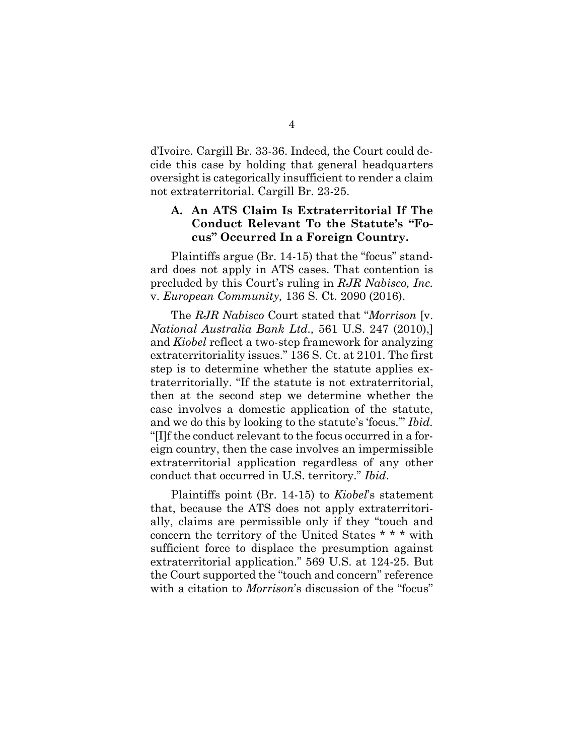d'Ivoire. Cargill Br. 33-36. Indeed, the Court could decide this case by holding that general headquarters oversight is categorically insufficient to render a claim not extraterritorial. Cargill Br. 23-25.

### A. An ATS Claim Is Extraterritorial If The Conduct Relevant To the Statute's "Focus" Occurred In a Foreign Country.

Plaintiffs argue (Br. 14-15) that the "focus" standard does not apply in ATS cases. That contention is precluded by this Court's ruling in *RJR Nabisco, Inc.* v. *European Community,* 136 S. Ct. 2090 (2016).

The *RJR Nabisco* Court stated that "*Morrison* [v. *National Australia Bank Ltd.,* 561 U.S. 247 (2010),] and *Kiobel* reflect a two-step framework for analyzing extraterritoriality issues." 136 S. Ct. at 2101. The first step is to determine whether the statute applies extraterritorially. "If the statute is not extraterritorial, then at the second step we determine whether the case involves a domestic application of the statute, and we do this by looking to the statute's 'focus.'" *Ibid.* "[I]f the conduct relevant to the focus occurred in a foreign country, then the case involves an impermissible extraterritorial application regardless of any other conduct that occurred in U.S. territory." *Ibid*.

Plaintiffs point (Br. 14-15) to *Kiobel*'s statement that, because the ATS does not apply extraterritorially, claims are permissible only if they "touch and concern the territory of the United States * * * with sufficient force to displace the presumption against extraterritorial application." 569 U.S. at 124-25. But the Court supported the "touch and concern" reference with a citation to *Morrison*'s discussion of the "focus"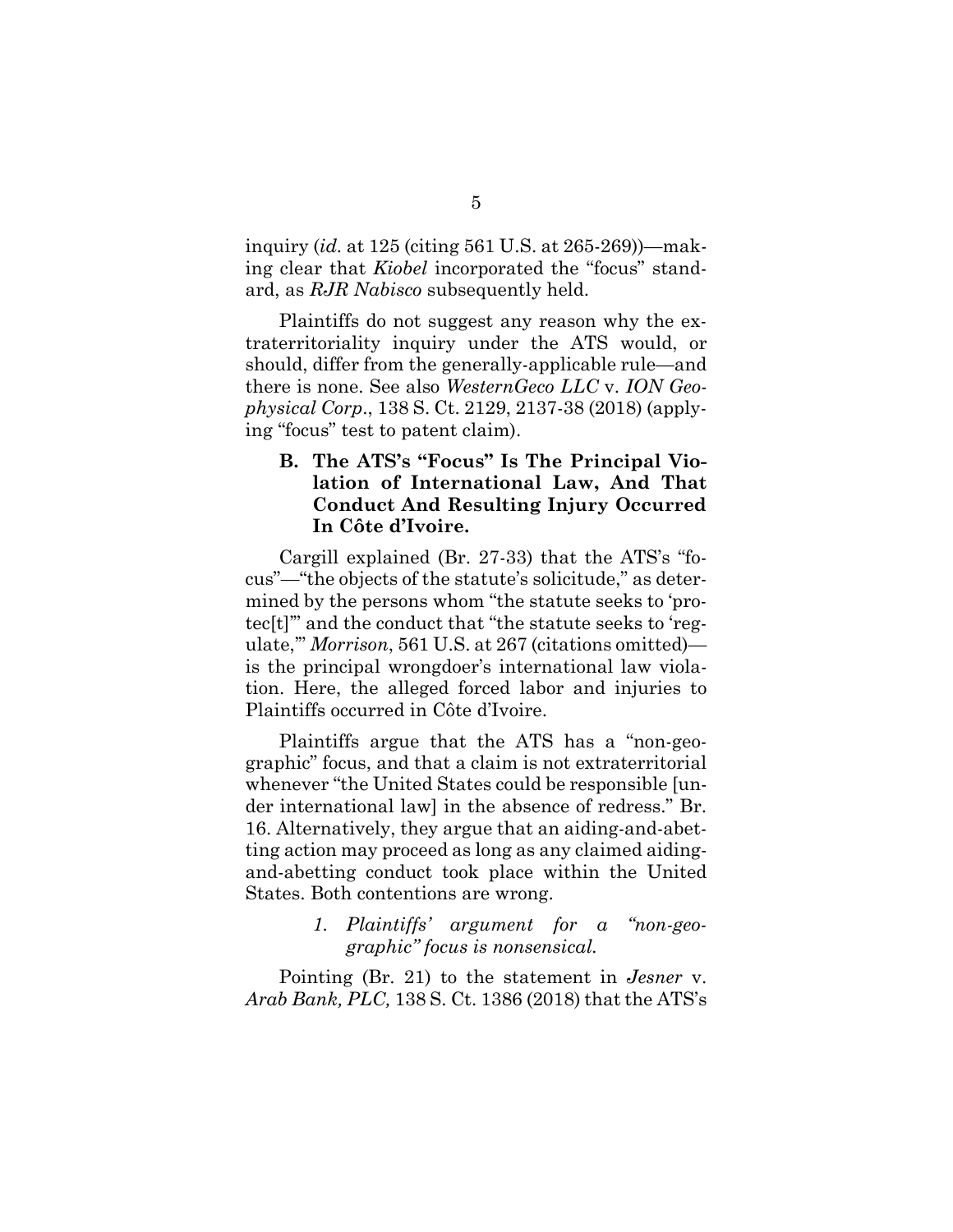inquiry (*id.* at 125 (citing 561 U.S. at 265-269))—making clear that *Kiobel* incorporated the "focus" standard, as *RJR Nabisco* subsequently held.

Plaintiffs do not suggest any reason why the extraterritoriality inquiry under the ATS would, or should, differ from the generally-applicable rule—and there is none. See also *WesternGeco LLC* v. *ION Geophysical Corp*., 138 S. Ct. 2129, 2137-38 (2018) (applying "focus" test to patent claim).

### B. The ATS's "Focus" Is The Principal Violation of International Law, And That Conduct And Resulting Injury Occurred In Côte d'Ivoire.

Cargill explained (Br. 27-33) that the ATS's "focus"—"the objects of the statute's solicitude," as determined by the persons whom "the statute seeks to 'protec[t]'" and the conduct that "the statute seeks to 'regulate,'" *Morrison*, 561 U.S. at 267 (citations omitted)—is the principal wrongdoer's international law violation. Here, the alleged forced labor and injuries to Plaintiffs occurred in Côte d'Ivoire.

Plaintiffs argue that the ATS has a "non-geographic" focus, and that a claim is not extraterritorial whenever "the United States could be responsible [under international law] in the absence of redress." Br. 16. Alternatively, they argue that an aiding-and-abetting action may proceed as long as any claimed aiding-and-abetting conduct took place within the United States. Both contentions are wrong.

#### *1. Plaintiffs' argument for a "non-geographic" focus is nonsensical.*

Pointing (Br. 21) to the statement in *Jesner* v. *Arab Bank, PLC,* 138 S. Ct. 1386 (2018) that the ATS's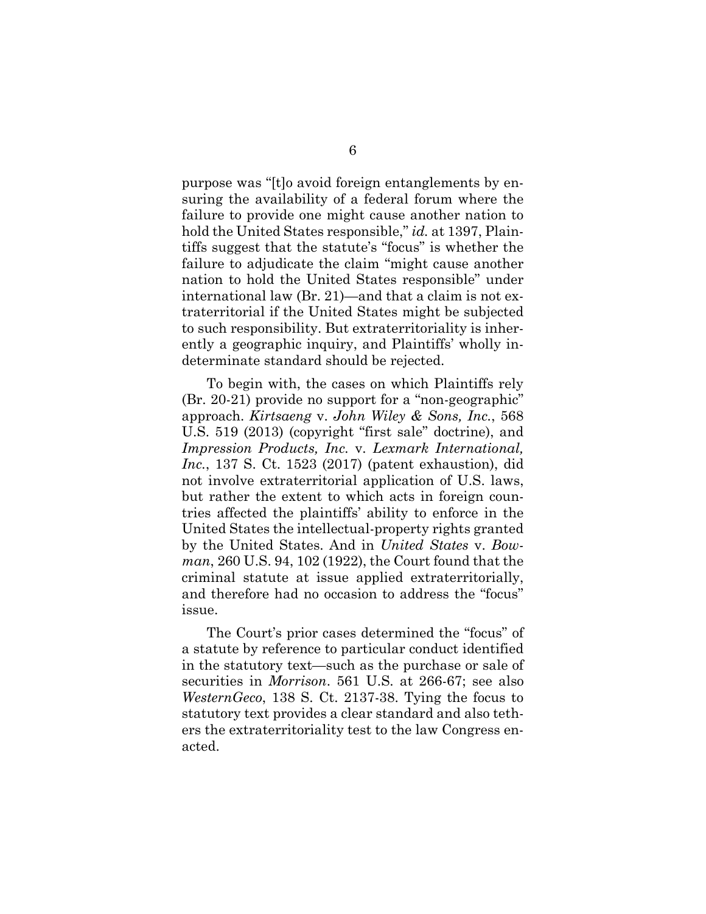purpose was "[t]o avoid foreign entanglements by ensuring the availability of a federal forum where the failure to provide one might cause another nation to hold the United States responsible," *id.* at 1397, Plaintiffs suggest that the statute's "focus" is whether the failure to adjudicate the claim "might cause another nation to hold the United States responsible" under international law (Br. 21)—and that a claim is not extraterritorial if the United States might be subjected to such responsibility. But extraterritoriality is inherently a geographic inquiry, and Plaintiffs' wholly indeterminate standard should be rejected.

To begin with, the cases on which Plaintiffs rely (Br. 20-21) provide no support for a "non-geographic" approach. *Kirtsaeng* v. *John Wiley & Sons, Inc.*, 568 U.S. 519 (2013) (copyright "first sale" doctrine), and *Impression Products, Inc.* v. *Lexmark International, Inc.*, 137 S. Ct. 1523 (2017) (patent exhaustion), did not involve extraterritorial application of U.S. laws, but rather the extent to which acts in foreign countries affected the plaintiffs' ability to enforce in the United States the intellectual-property rights granted by the United States. And in *United States* v. *Bowman*, 260 U.S. 94, 102 (1922), the Court found that the criminal statute at issue applied extraterritorially, and therefore had no occasion to address the "focus" issue.

The Court's prior cases determined the "focus" of a statute by reference to particular conduct identified in the statutory text—such as the purchase or sale of securities in *Morrison*. 561 U.S. at 266-67; see also *WesternGeco*, 138 S. Ct. 2137-38. Tying the focus to statutory text provides a clear standard and also tethers the extraterritoriality test to the law Congress enacted.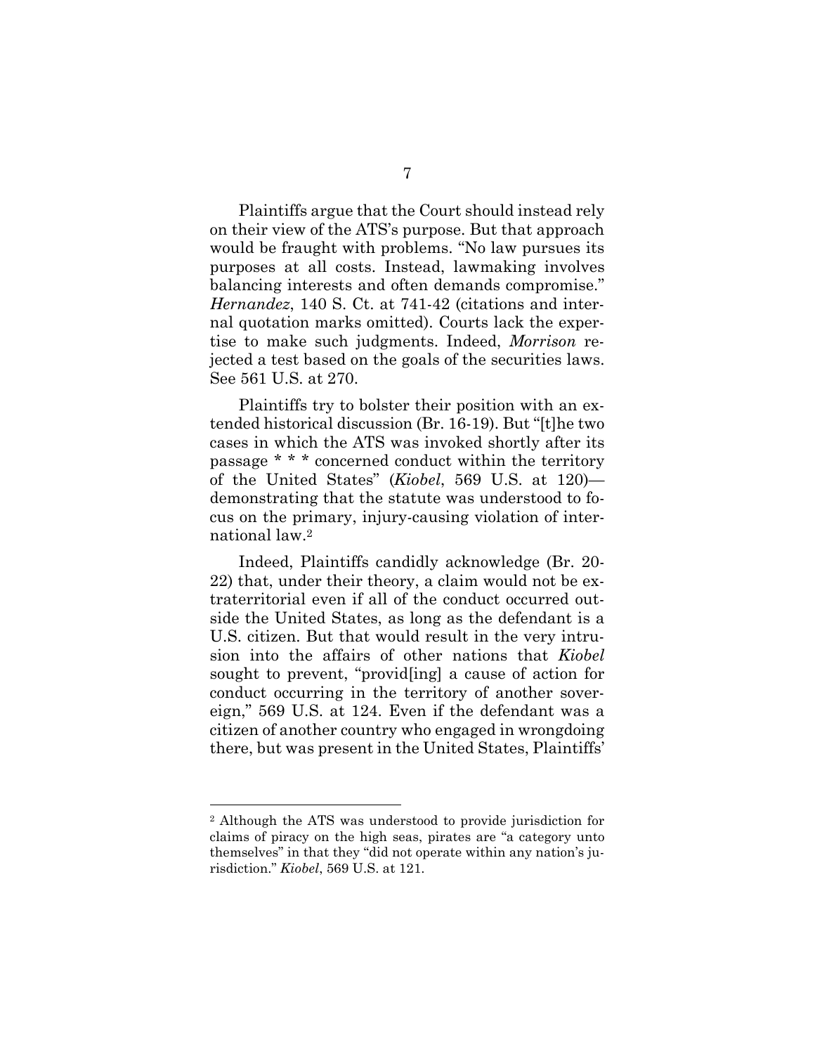Plaintiffs argue that the Court should instead rely on their view of the ATS's purpose. But that approach would be fraught with problems. "No law pursues its purposes at all costs. Instead, lawmaking involves balancing interests and often demands compromise." *Hernandez*, 140 S. Ct. at 741-42 (citations and internal quotation marks omitted). Courts lack the expertise to make such judgments. Indeed, *Morrison* rejected a test based on the goals of the securities laws. See 561 U.S. at 270.

Plaintiffs try to bolster their position with an extended historical discussion (Br. 16-19). But "[t]he two cases in which the ATS was invoked shortly after its passage * * * concerned conduct within the territory of the United States" (*Kiobel*, 569 U.S. at 120)—demonstrating that the statute was understood to focus on the primary, injury-causing violation of international law.[2]

Indeed, Plaintiffs candidly acknowledge (Br. 20-22) that, under their theory, a claim would not be extraterritorial even if all of the conduct occurred outside the United States, as long as the defendant is a U.S. citizen. But that would result in the very intrusion into the affairs of other nations that *Kiobel* sought to prevent, "provid[ing] a cause of action for conduct occurring in the territory of another sovereign," 569 U.S. at 124. Even if the defendant was a citizen of another country who engaged in wrongdoing there, but was present in the United States, Plaintiffs'

---

[2] Although the ATS was understood to provide jurisdiction for claims of piracy on the high seas, pirates are "a category unto themselves" in that they "did not operate within any nation's jurisdiction." *Kiobel*, 569 U.S. at 121.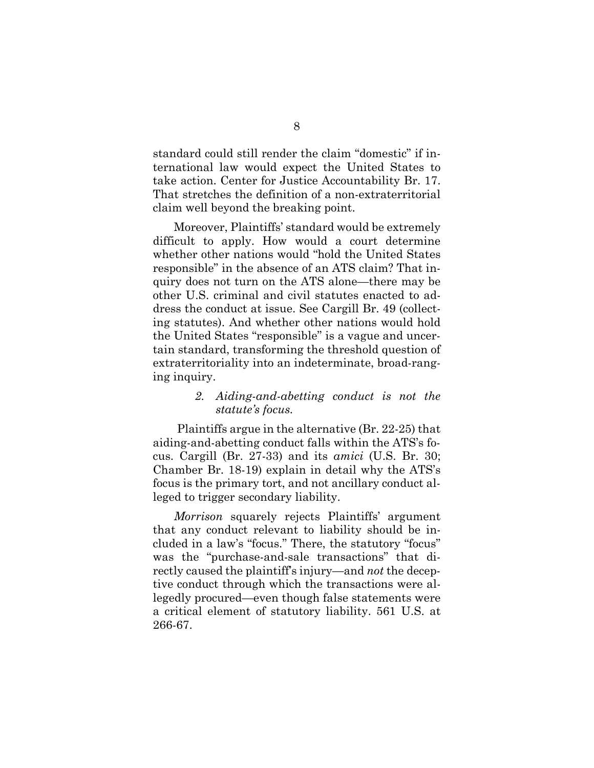standard could still render the claim "domestic" if international law would expect the United States to take action. Center for Justice Accountability Br. 17. That stretches the definition of a non-extraterritorial claim well beyond the breaking point.

Moreover, Plaintiffs' standard would be extremely difficult to apply. How would a court determine whether other nations would "hold the United States responsible" in the absence of an ATS claim? That inquiry does not turn on the ATS alone—there may be other U.S. criminal and civil statutes enacted to address the conduct at issue. See Cargill Br. 49 (collecting statutes). And whether other nations would hold the United States "responsible" is a vague and uncertain standard, transforming the threshold question of extraterritoriality into an indeterminate, broad-ranging inquiry.

#### *2. Aiding-and-abetting conduct is not the statute's focus.*

Plaintiffs argue in the alternative (Br. 22-25) that aiding-and-abetting conduct falls within the ATS's focus. Cargill (Br. 27-33) and its *amici* (U.S. Br. 30; Chamber Br. 18-19) explain in detail why the ATS's focus is the primary tort, and not ancillary conduct alleged to trigger secondary liability.

*Morrison* squarely rejects Plaintiffs' argument that any conduct relevant to liability should be included in a law's "focus." There, the statutory "focus" was the "purchase-and-sale transactions" that directly caused the plaintiff's injury—and *not* the deceptive conduct through which the transactions were allegedly procured—even though false statements were a critical element of statutory liability. 561 U.S. at 266-67.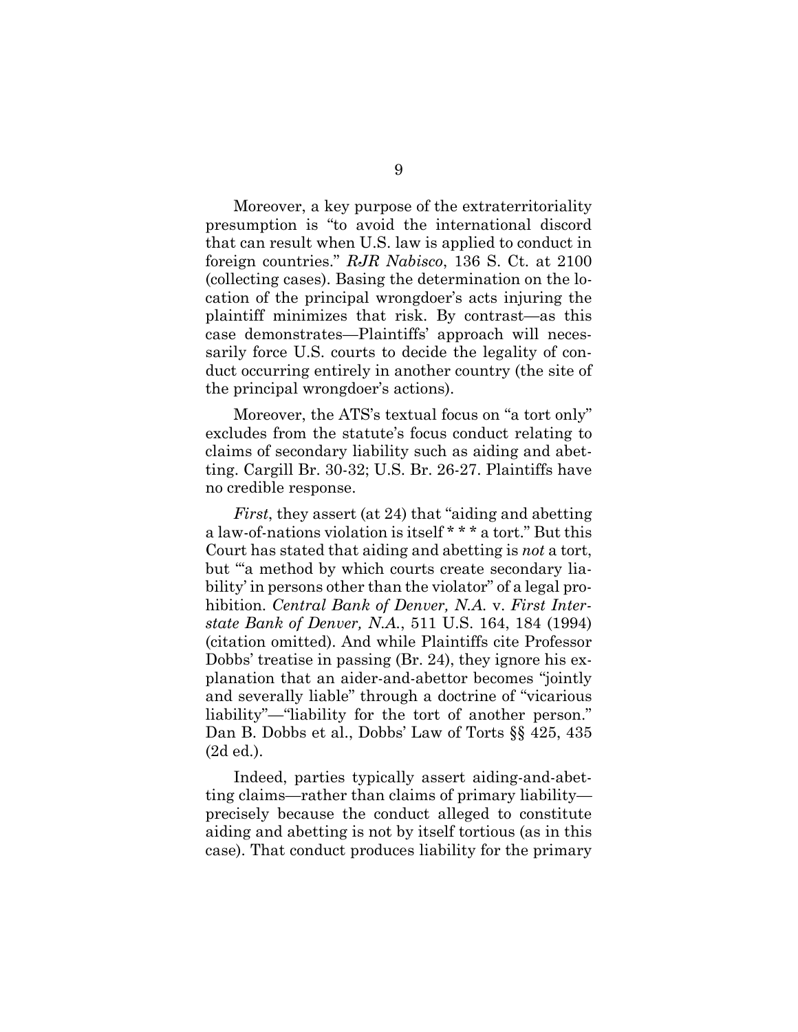Moreover, a key purpose of the extraterritoriality presumption is "to avoid the international discord that can result when U.S. law is applied to conduct in foreign countries." *RJR Nabisco*, 136 S. Ct. at 2100 (collecting cases). Basing the determination on the location of the principal wrongdoer's acts injuring the plaintiff minimizes that risk. By contrast—as this case demonstrates—Plaintiffs' approach will necessarily force U.S. courts to decide the legality of conduct occurring entirely in another country (the site of the principal wrongdoer's actions).

Moreover, the ATS's textual focus on "a tort only" excludes from the statute's focus conduct relating to claims of secondary liability such as aiding and abetting. Cargill Br. 30-32; U.S. Br. 26-27. Plaintiffs have no credible response.

*First*, they assert (at 24) that "aiding and abetting a law-of-nations violation is itself * * * a tort." But this Court has stated that aiding and abetting is *not* a tort, but "'a method by which courts create secondary liability' in persons other than the violator" of a legal prohibition. *Central Bank of Denver, N.A.* v. *First Interstate Bank of Denver, N.A.*, 511 U.S. 164, 184 (1994) (citation omitted). And while Plaintiffs cite Professor Dobbs' treatise in passing (Br. 24), they ignore his explanation that an aider-and-abettor becomes "jointly and severally liable" through a doctrine of "vicarious liability"—"liability for the tort of another person." Dan B. Dobbs et al., Dobbs' Law of Torts §§ 425, 435 (2d ed.).

Indeed, parties typically assert aiding-and-abetting claims—rather than claims of primary liability—precisely because the conduct alleged to constitute aiding and abetting is not by itself tortious (as in this case). That conduct produces liability for the primary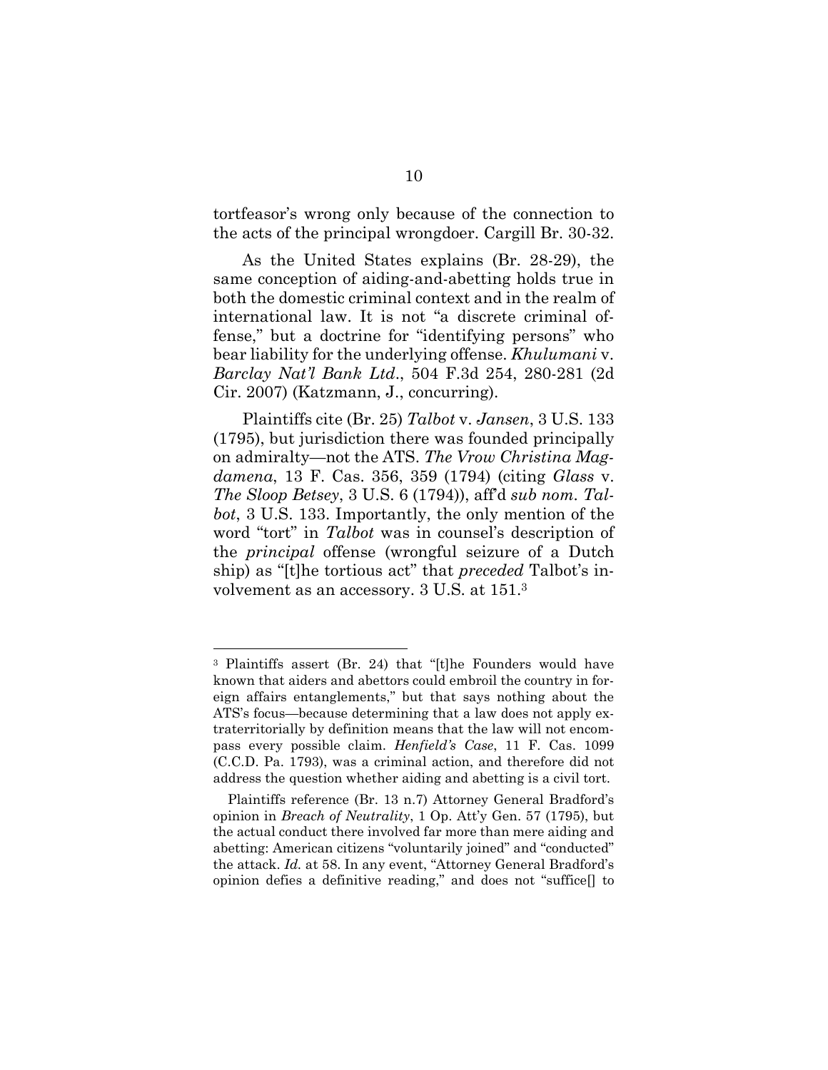tortfeasor's wrong only because of the connection to the acts of the principal wrongdoer. Cargill Br. 30-32.

As the United States explains (Br. 28-29), the same conception of aiding-and-abetting holds true in both the domestic criminal context and in the realm of international law. It is not "a discrete criminal offense," but a doctrine for "identifying persons" who bear liability for the underlying offense. *Khulumani* v. *Barclay Nat'l Bank Ltd*., 504 F.3d 254, 280-281 (2d Cir. 2007) (Katzmann, J., concurring).

Plaintiffs cite (Br. 25) *Talbot* v. *Jansen*, 3 U.S. 133 (1795), but jurisdiction there was founded principally on admiralty—not the ATS. *The Vrow Christina Magdamena*, 13 F. Cas. 356, 359 (1794) (citing *Glass* v. *The Sloop Betsey*, 3 U.S. 6 (1794)), aff'd *sub nom. Talbot*, 3 U.S. 133. Importantly, the only mention of the word "tort" in *Talbot* was in counsel's description of the *principal* offense (wrongful seizure of a Dutch ship) as "[t]he tortious act" that *preceded* Talbot's involvement as an accessory. 3 U.S. at 151.[3]

---

[3] Plaintiffs assert (Br. 24) that "[t]he Founders would have known that aiders and abettors could embroil the country in foreign affairs entanglements," but that says nothing about the ATS's focus—because determining that a law does not apply extraterritorially by definition means that the law will not encompass every possible claim. *Henfield's Case*, 11 F. Cas. 1099 (C.C.D. Pa. 1793), was a criminal action, and therefore did not address the question whether aiding and abetting is a civil tort.

Plaintiffs reference (Br. 13 n.7) Attorney General Bradford's opinion in *Breach of Neutrality*, 1 Op. Att'y Gen. 57 (1795), but the actual conduct there involved far more than mere aiding and abetting: American citizens "voluntarily joined" and "conducted" the attack. *Id.* at 58. In any event, "Attorney General Bradford's opinion defies a definitive reading," and does not "suffice[] to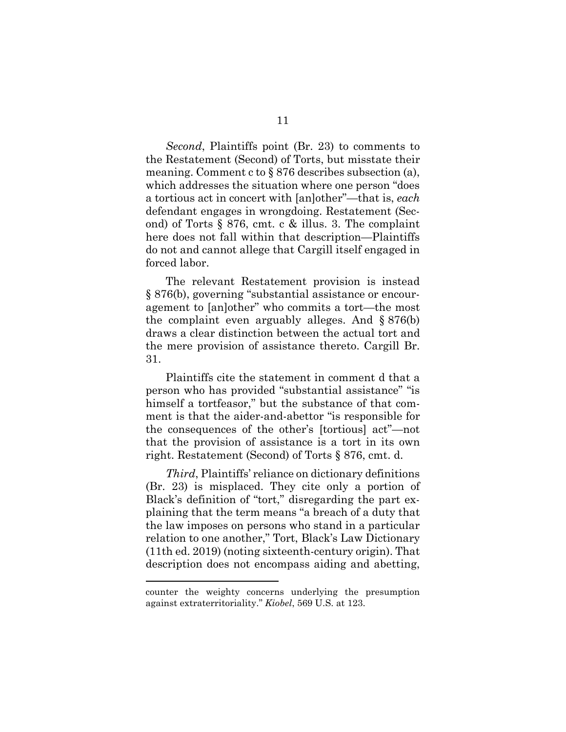*Second*, Plaintiffs point (Br. 23) to comments to the Restatement (Second) of Torts, but misstate their meaning. Comment c to § 876 describes subsection (a), which addresses the situation where one person "does a tortious act in concert with [an]other"—that is, *each* defendant engages in wrongdoing. Restatement (Second) of Torts § 876, cmt. c & illus. 3. The complaint here does not fall within that description—Plaintiffs do not and cannot allege that Cargill itself engaged in forced labor.

The relevant Restatement provision is instead § 876(b), governing "substantial assistance or encouragement to [an]other" who commits a tort—the most the complaint even arguably alleges. And § 876(b) draws a clear distinction between the actual tort and the mere provision of assistance thereto. Cargill Br. 31.

Plaintiffs cite the statement in comment d that a person who has provided "substantial assistance" "is himself a tortfeasor," but the substance of that comment is that the aider-and-abettor "is responsible for the consequences of the other's [tortious] act"—not that the provision of assistance is a tort in its own right. Restatement (Second) of Torts § 876, cmt. d.

*Third*, Plaintiffs' reliance on dictionary definitions (Br. 23) is misplaced. They cite only a portion of Black's definition of "tort," disregarding the part explaining that the term means "a breach of a duty that the law imposes on persons who stand in a particular relation to one another," Tort, Black's Law Dictionary (11th ed. 2019) (noting sixteenth-century origin). That description does not encompass aiding and abetting,

---

counter the weighty concerns underlying the presumption against extraterritoriality." *Kiobel*, 569 U.S. at 123.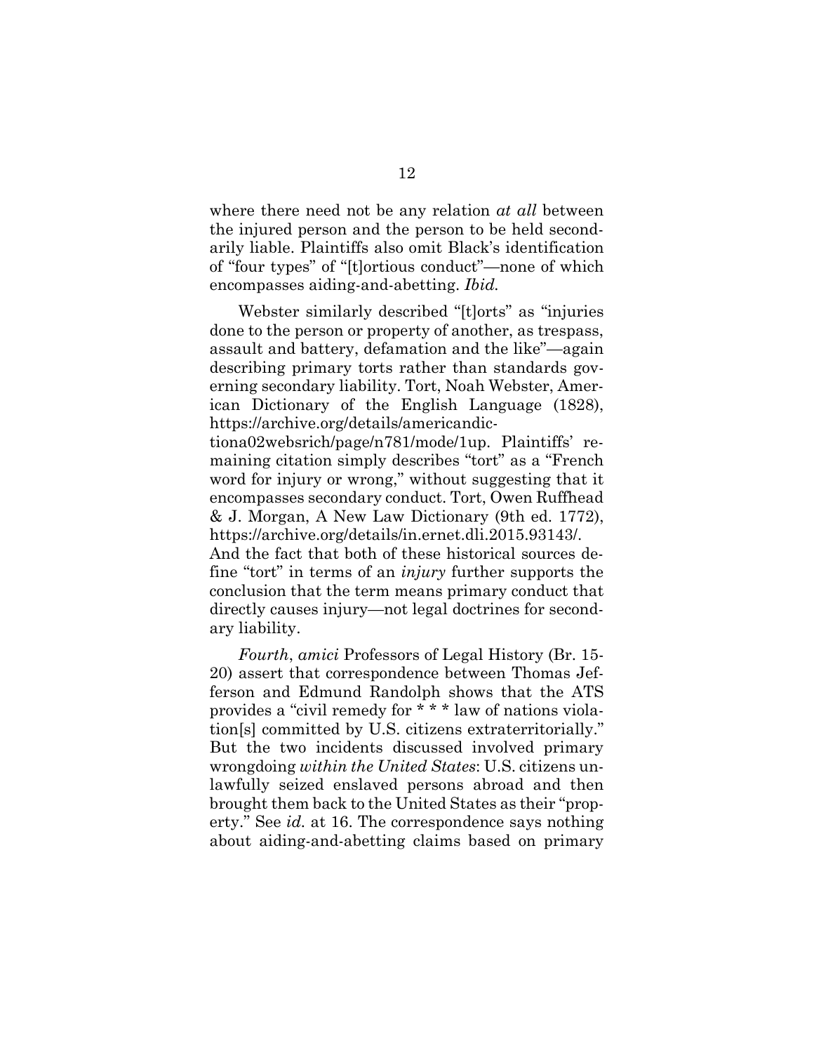where there need not be any relation *at all* between the injured person and the person to be held secondarily liable. Plaintiffs also omit Black's identification of "four types" of "[t]ortious conduct"—none of which encompasses aiding-and-abetting. *Ibid.*

Webster similarly described "[t]orts" as "injuries done to the person or property of another, as trespass, assault and battery, defamation and the like"—again describing primary torts rather than standards governing secondary liability. Tort, Noah Webster, American Dictionary of the English Language (1828), https://archive.org/details/americandictiona02websrich/page/n781/mode/1up. Plaintiffs' remaining citation simply describes "tort" as a "French word for injury or wrong," without suggesting that it encompasses secondary conduct. Tort, Owen Ruffhead & J. Morgan, A New Law Dictionary (9th ed. 1772), https://archive.org/details/in.ernet.dli.2015.93143/. And the fact that both of these historical sources define "tort" in terms of an *injury* further supports the conclusion that the term means primary conduct that directly causes injury—not legal doctrines for secondary liability.

*Fourth*, *amici* Professors of Legal History (Br. 15-20) assert that correspondence between Thomas Jefferson and Edmund Randolph shows that the ATS provides a "civil remedy for * * * law of nations violation[s] committed by U.S. citizens extraterritorially." But the two incidents discussed involved primary wrongdoing *within the United States*: U.S. citizens unlawfully seized enslaved persons abroad and then brought them back to the United States as their "property." See *id.* at 16. The correspondence says nothing about aiding-and-abetting claims based on primary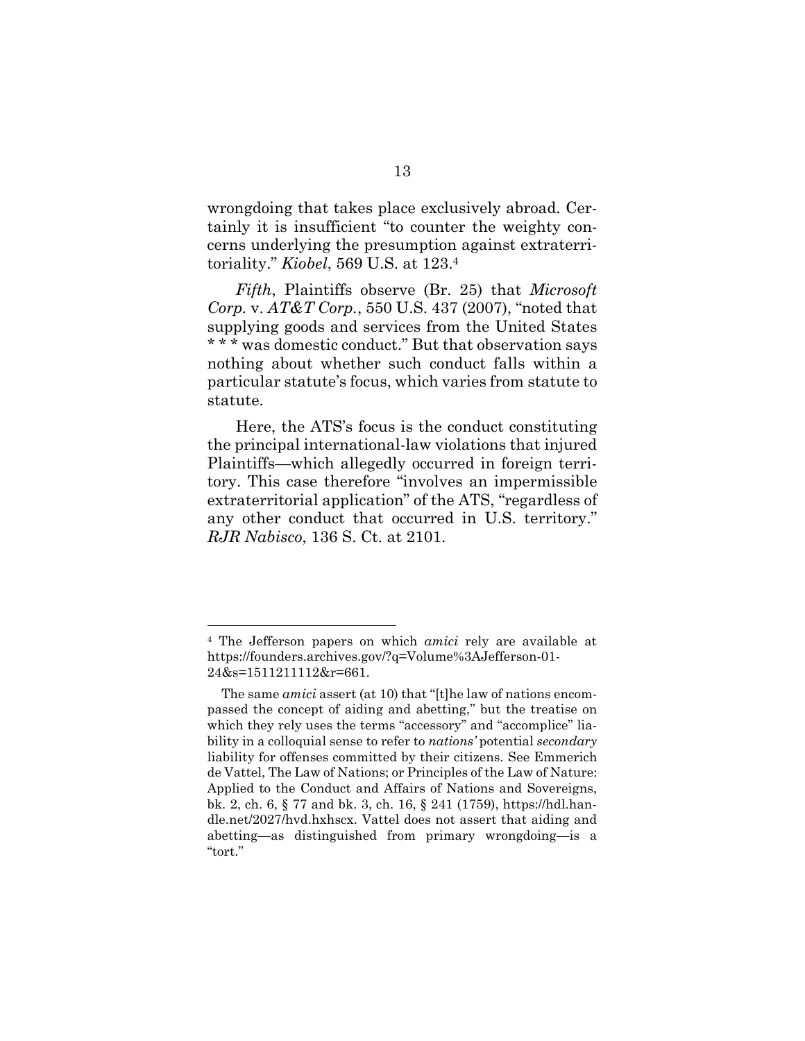wrongdoing that takes place exclusively abroad. Certainly it is insufficient "to counter the weighty concerns underlying the presumption against extraterritoriality." *Kiobel*, 569 U.S. at 123.[4]

*Fifth*, Plaintiffs observe (Br. 25) that *Microsoft Corp.* v. *AT&T Corp.*, 550 U.S. 437 (2007), "noted that supplying goods and services from the United States * * * was domestic conduct." But that observation says nothing about whether such conduct falls within a particular statute's focus, which varies from statute to statute.

Here, the ATS's focus is the conduct constituting the principal international-law violations that injured Plaintiffs—which allegedly occurred in foreign territory. This case therefore "involves an impermissible extraterritorial application" of the ATS, "regardless of any other conduct that occurred in U.S. territory." *RJR Nabisco*, 136 S. Ct. at 2101.

---

[4] The Jefferson papers on which *amici* rely are available at https://founders.archives.gov/?q=Volume%3AJefferson-01-24&s=1511211112&r=661.

The same *amici* assert (at 10) that "[t]he law of nations encompassed the concept of aiding and abetting," but the treatise on which they rely uses the terms "accessory" and "accomplice" liability in a colloquial sense to refer to *nations'* potential *secondary* liability for offenses committed by their citizens. See Emmerich de Vattel, The Law of Nations; or Principles of the Law of Nature: Applied to the Conduct and Affairs of Nations and Sovereigns, bk. 2, ch. 6, § 77 and bk. 3, ch. 16, § 241 (1759), https://hdl.handle.net/2027/hvd.hxhscx. Vattel does not assert that aiding and abetting—as distinguished from primary wrongdoing—is a "tort."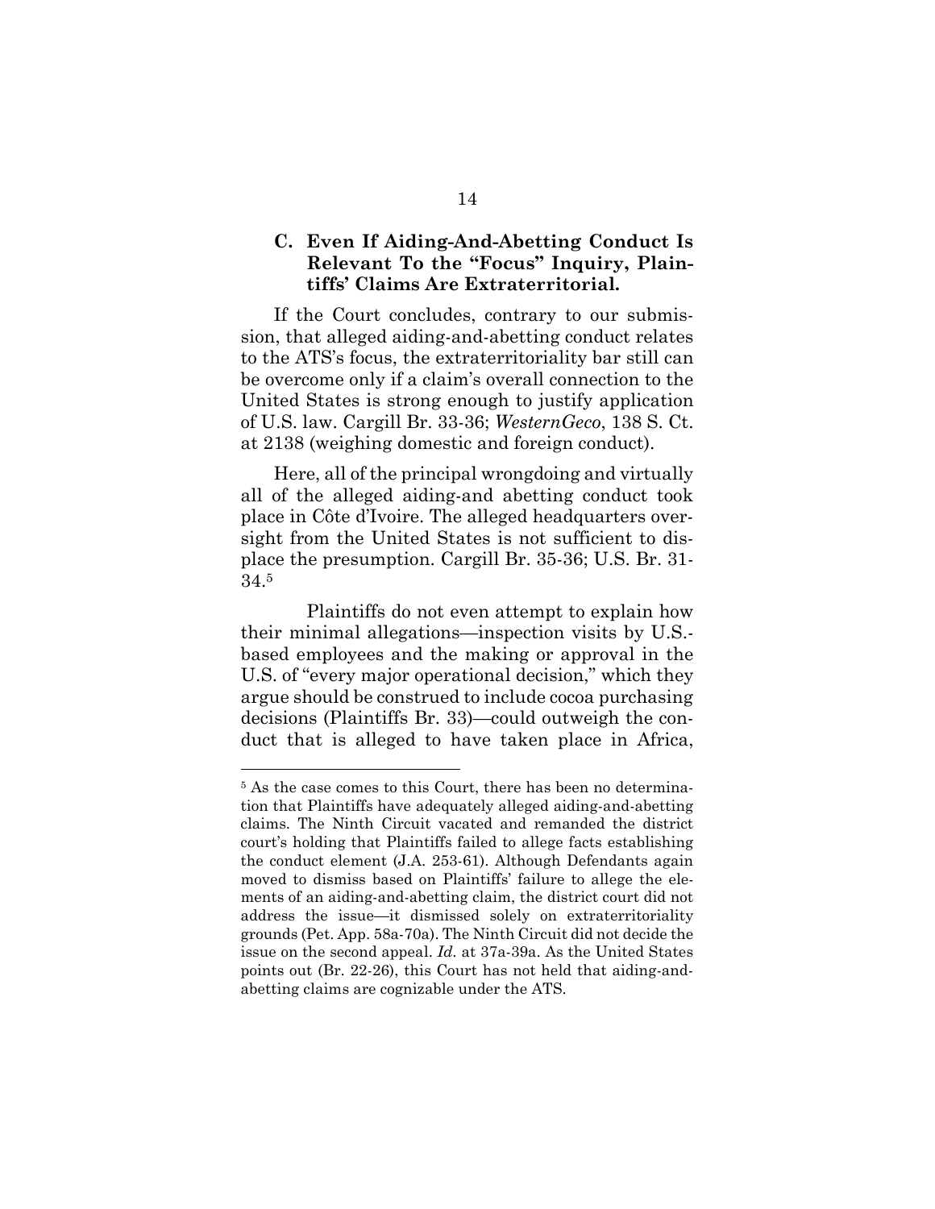### C. Even If Aiding-And-Abetting Conduct Is Relevant To the "Focus" Inquiry, Plaintiffs' Claims Are Extraterritorial.

If the Court concludes, contrary to our submission, that alleged aiding-and-abetting conduct relates to the ATS's focus, the extraterritoriality bar still can be overcome only if a claim's overall connection to the United States is strong enough to justify application of U.S. law. Cargill Br. 33-36; *WesternGeco*, 138 S. Ct. at 2138 (weighing domestic and foreign conduct).

Here, all of the principal wrongdoing and virtually all of the alleged aiding-and abetting conduct took place in Côte d'Ivoire. The alleged headquarters oversight from the United States is not sufficient to displace the presumption. Cargill Br. 35-36; U.S. Br. 31-34.[5]

Plaintiffs do not even attempt to explain how their minimal allegations—inspection visits by U.S.-based employees and the making or approval in the U.S. of "every major operational decision," which they argue should be construed to include cocoa purchasing decisions (Plaintiffs Br. 33)—could outweigh the conduct that is alleged to have taken place in Africa,

---

[5] As the case comes to this Court, there has been no determination that Plaintiffs have adequately alleged aiding-and-abetting claims. The Ninth Circuit vacated and remanded the district court's holding that Plaintiffs failed to allege facts establishing the conduct element (J.A. 253-61). Although Defendants again moved to dismiss based on Plaintiffs' failure to allege the elements of an aiding-and-abetting claim, the district court did not address the issue—it dismissed solely on extraterritoriality grounds (Pet. App. 58a-70a). The Ninth Circuit did not decide the issue on the second appeal. *Id.* at 37a-39a. As the United States points out (Br. 22-26), this Court has not held that aiding-and-abetting claims are cognizable under the ATS.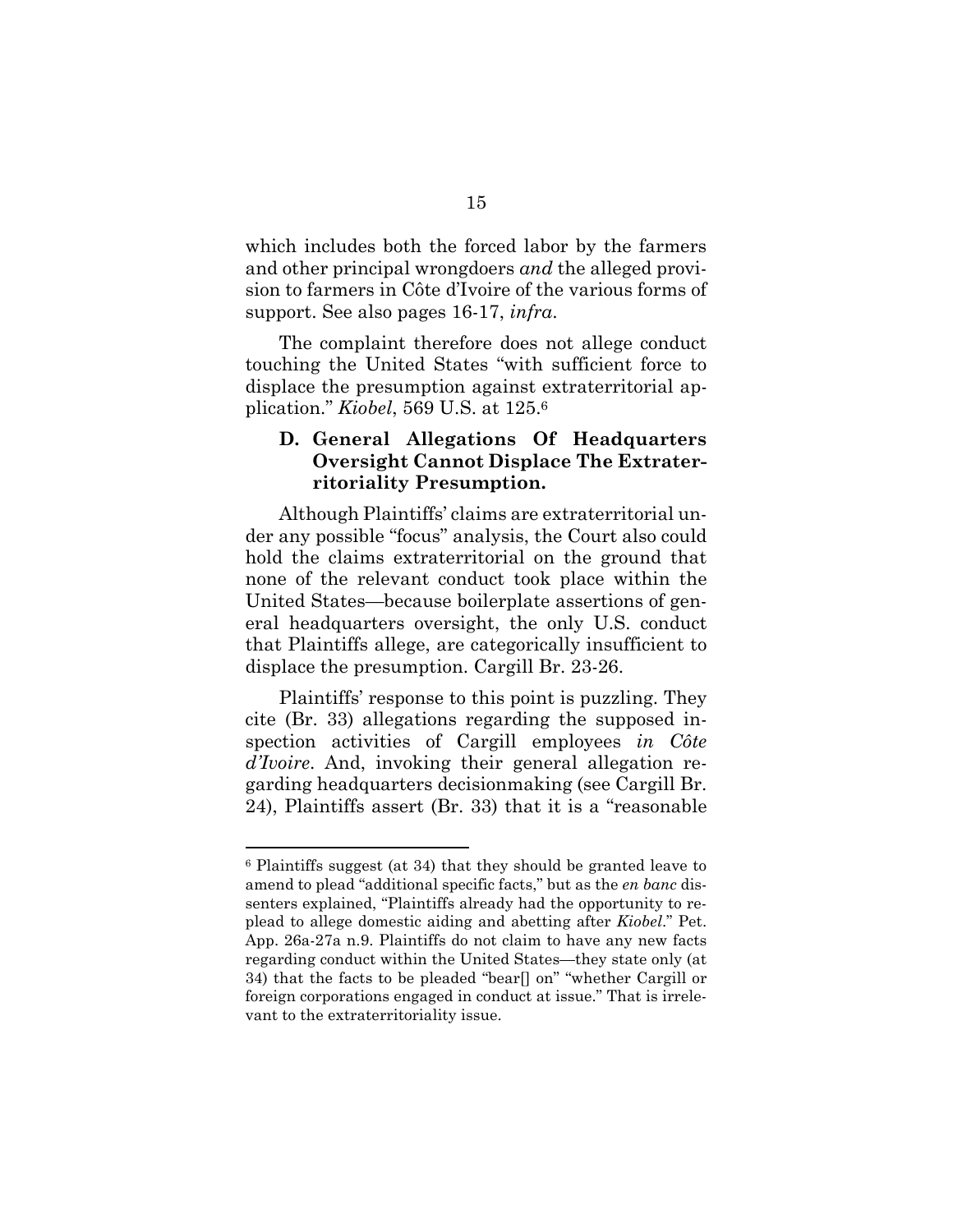which includes both the forced labor by the farmers and other principal wrongdoers *and* the alleged provision to farmers in Côte d'Ivoire of the various forms of support. See also pages 16-17, *infra*.

The complaint therefore does not allege conduct touching the United States "with sufficient force to displace the presumption against extraterritorial application." *Kiobel*, 569 U.S. at 125.[6]

### D. General Allegations Of Headquarters Oversight Cannot Displace The Extraterritoriality Presumption.

Although Plaintiffs' claims are extraterritorial under any possible "focus" analysis, the Court also could hold the claims extraterritorial on the ground that none of the relevant conduct took place within the United States—because boilerplate assertions of general headquarters oversight, the only U.S. conduct that Plaintiffs allege, are categorically insufficient to displace the presumption. Cargill Br. 23-26.

Plaintiffs' response to this point is puzzling. They cite (Br. 33) allegations regarding the supposed inspection activities of Cargill employees *in Côte d'Ivoire*. And, invoking their general allegation regarding headquarters decisionmaking (see Cargill Br. 24), Plaintiffs assert (Br. 33) that it is a "reasonable

---

[6] Plaintiffs suggest (at 34) that they should be granted leave to amend to plead "additional specific facts," but as the *en banc* dissenters explained, "Plaintiffs already had the opportunity to replead to allege domestic aiding and abetting after *Kiobel*." Pet. App. 26a-27a n.9. Plaintiffs do not claim to have any new facts regarding conduct within the United States—they state only (at 34) that the facts to be pleaded "bear[] on" "whether Cargill or foreign corporations engaged in conduct at issue." That is irrelevant to the extraterritoriality issue.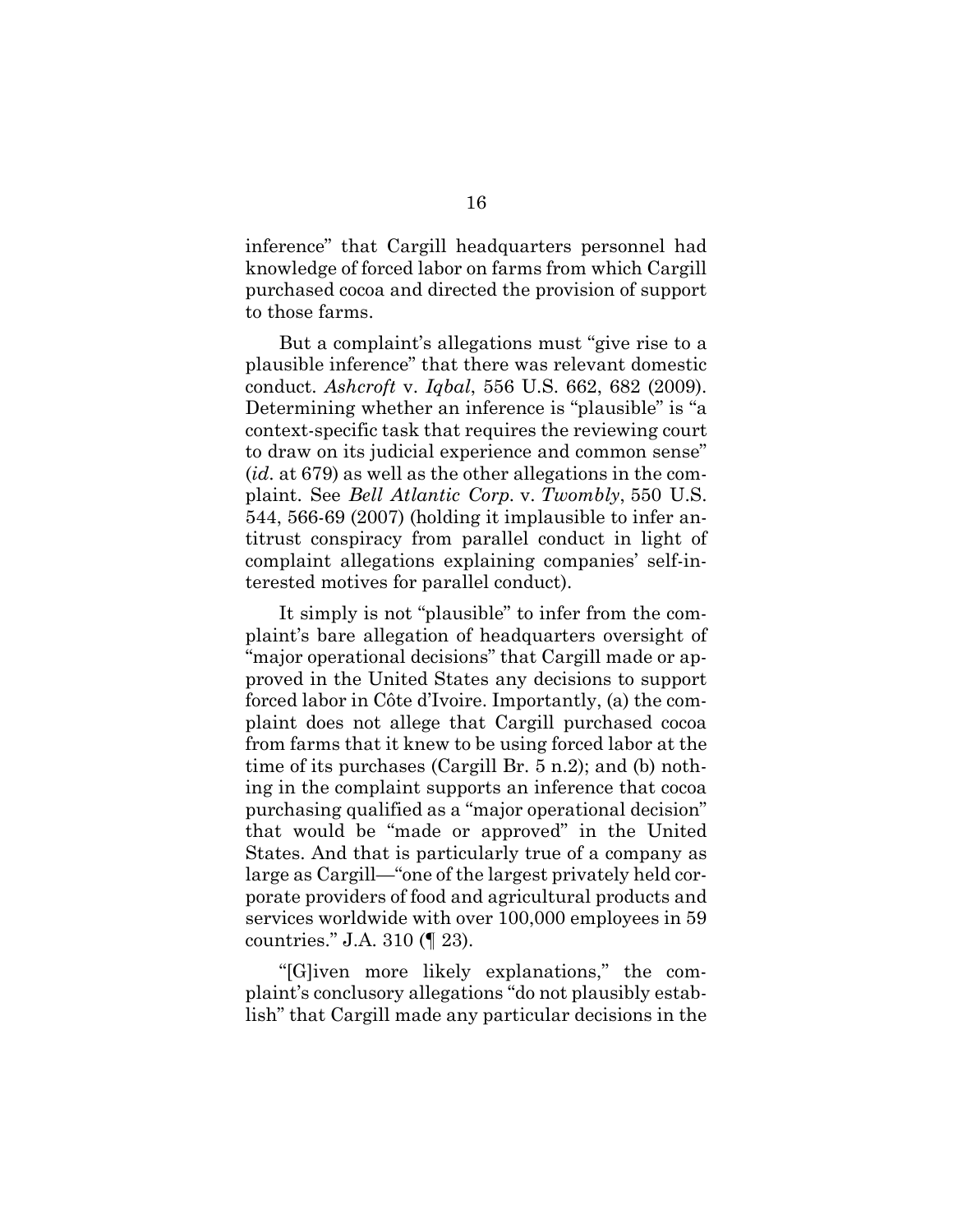inference" that Cargill headquarters personnel had knowledge of forced labor on farms from which Cargill purchased cocoa and directed the provision of support to those farms.

But a complaint's allegations must "give rise to a plausible inference" that there was relevant domestic conduct. *Ashcroft* v. *Iqbal*, 556 U.S. 662, 682 (2009). Determining whether an inference is "plausible" is "a context-specific task that requires the reviewing court to draw on its judicial experience and common sense" (*id*. at 679) as well as the other allegations in the complaint. See *Bell Atlantic Corp.* v. *Twombly*, 550 U.S. 544, 566-69 (2007) (holding it implausible to infer antitrust conspiracy from parallel conduct in light of complaint allegations explaining companies' self-interested motives for parallel conduct).

It simply is not "plausible" to infer from the complaint's bare allegation of headquarters oversight of "major operational decisions" that Cargill made or approved in the United States any decisions to support forced labor in Côte d'Ivoire. Importantly, (a) the complaint does not allege that Cargill purchased cocoa from farms that it knew to be using forced labor at the time of its purchases (Cargill Br. 5 n.2); and (b) nothing in the complaint supports an inference that cocoa purchasing qualified as a "major operational decision" that would be "made or approved" in the United States. And that is particularly true of a company as large as Cargill—"one of the largest privately held corporate providers of food and agricultural products and services worldwide with over 100,000 employees in 59 countries." J.A. 310 (¶ 23).

"[G]iven more likely explanations," the complaint's conclusory allegations "do not plausibly establish" that Cargill made any particular decisions in the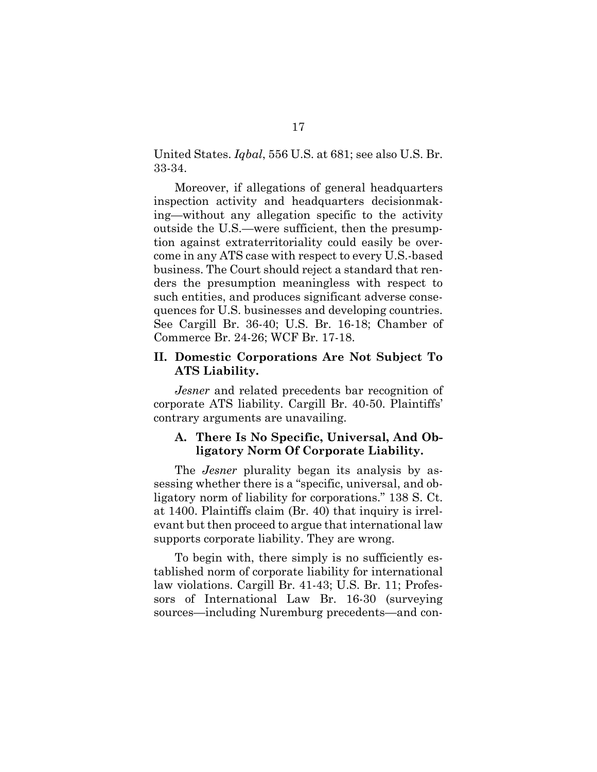United States. *Iqbal*, 556 U.S. at 681; see also U.S. Br. 33-34.

Moreover, if allegations of general headquarters inspection activity and headquarters decisionmaking—without any allegation specific to the activity outside the U.S.—were sufficient, then the presumption against extraterritoriality could easily be overcome in any ATS case with respect to every U.S.-based business. The Court should reject a standard that renders the presumption meaningless with respect to such entities, and produces significant adverse consequences for U.S. businesses and developing countries. See Cargill Br. 36-40; U.S. Br. 16-18; Chamber of Commerce Br. 24-26; WCF Br. 17-18.

## II. Domestic Corporations Are Not Subject To ATS Liability.

*Jesner* and related precedents bar recognition of corporate ATS liability. Cargill Br. 40-50. Plaintiffs' contrary arguments are unavailing.

### A. There Is No Specific, Universal, And Obligatory Norm Of Corporate Liability.

The *Jesner* plurality began its analysis by assessing whether there is a "specific, universal, and obligatory norm of liability for corporations." 138 S. Ct. at 1400. Plaintiffs claim (Br. 40) that inquiry is irrelevant but then proceed to argue that international law supports corporate liability. They are wrong.

To begin with, there simply is no sufficiently established norm of corporate liability for international law violations. Cargill Br. 41-43; U.S. Br. 11; Professors of International Law Br. 16-30 (surveying sources—including Nuremburg precedents—and con-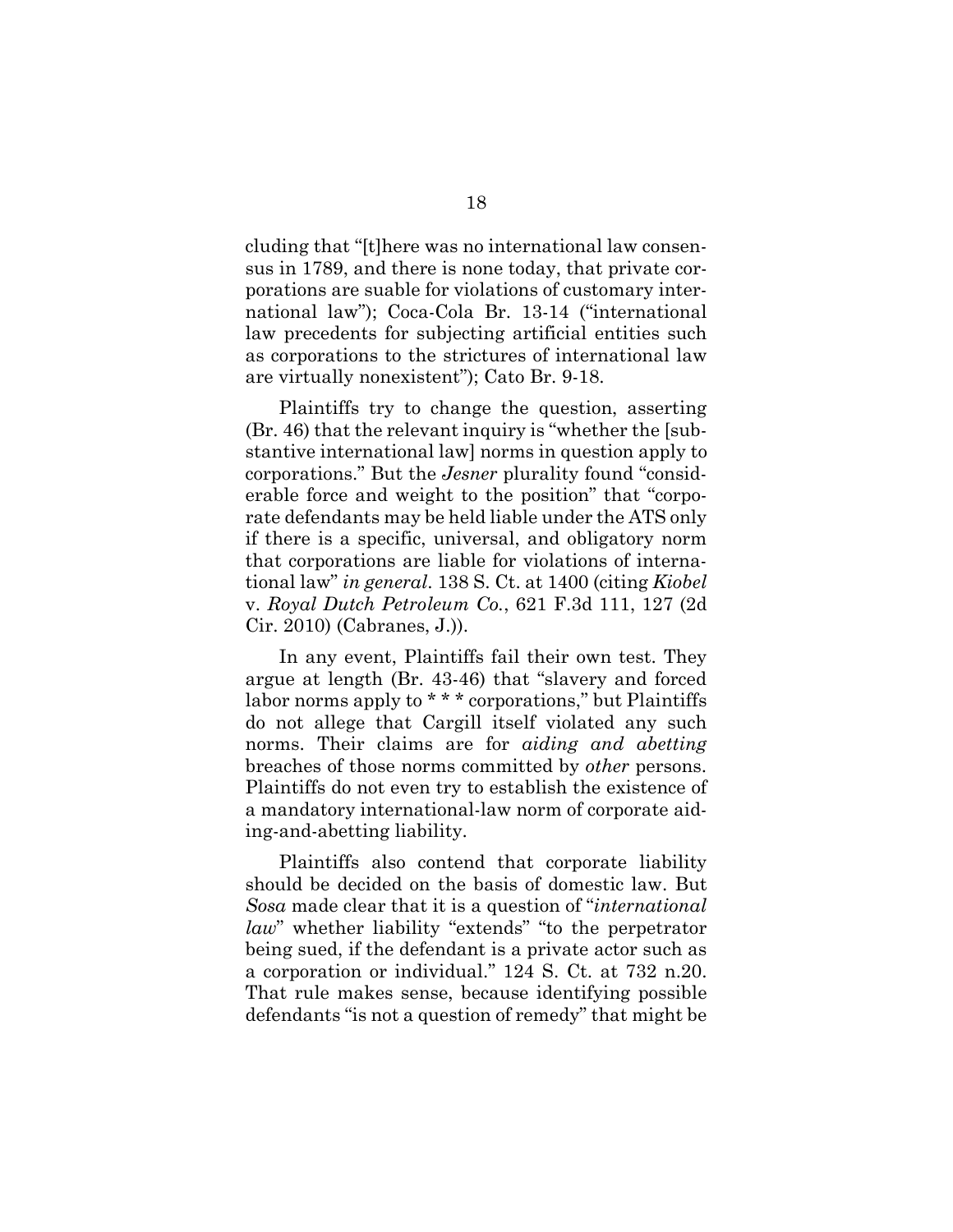cluding that "[t]here was no international law consensus in 1789, and there is none today, that private corporations are suable for violations of customary international law"); Coca-Cola Br. 13-14 ("international law precedents for subjecting artificial entities such as corporations to the strictures of international law are virtually nonexistent"); Cato Br. 9-18.

Plaintiffs try to change the question, asserting (Br. 46) that the relevant inquiry is "whether the [substantive international law] norms in question apply to corporations." But the *Jesner* plurality found "considerable force and weight to the position" that "corporate defendants may be held liable under the ATS only if there is a specific, universal, and obligatory norm that corporations are liable for violations of international law" *in general*. 138 S. Ct. at 1400 (citing *Kiobel* v. *Royal Dutch Petroleum Co.*, 621 F.3d 111, 127 (2d Cir. 2010) (Cabranes, J.)).

In any event, Plaintiffs fail their own test. They argue at length (Br. 43-46) that "slavery and forced labor norms apply to * * * corporations," but Plaintiffs do not allege that Cargill itself violated any such norms. Their claims are for *aiding and abetting* breaches of those norms committed by *other* persons. Plaintiffs do not even try to establish the existence of a mandatory international-law norm of corporate aiding-and-abetting liability.

Plaintiffs also contend that corporate liability should be decided on the basis of domestic law. But *Sosa* made clear that it is a question of "*international law*" whether liability "extends" "to the perpetrator being sued, if the defendant is a private actor such as a corporation or individual." 124 S. Ct. at 732 n.20. That rule makes sense, because identifying possible defendants "is not a question of remedy" that might be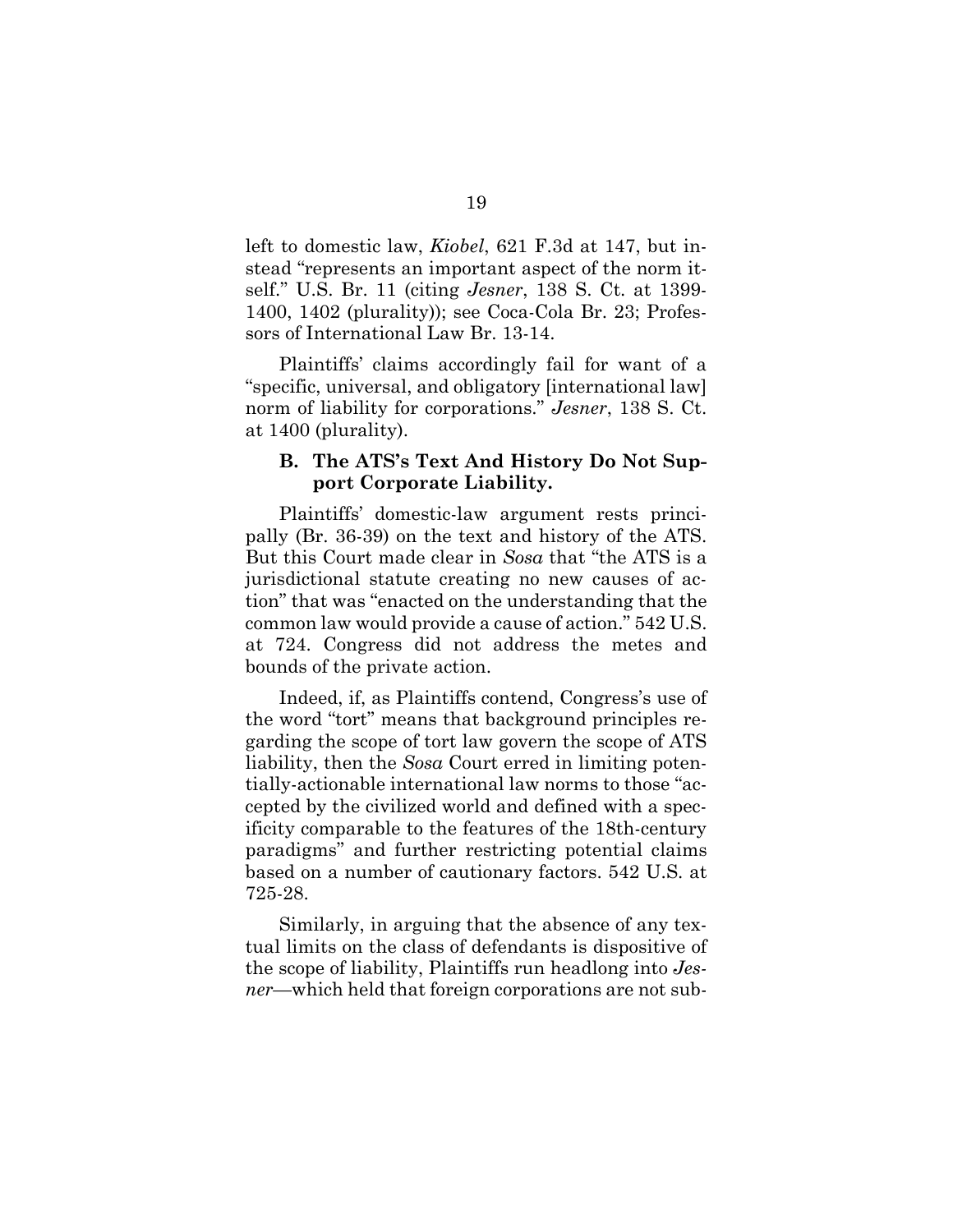left to domestic law, *Kiobel*, 621 F.3d at 147, but instead "represents an important aspect of the norm itself." U.S. Br. 11 (citing *Jesner*, 138 S. Ct. at 1399-1400, 1402 (plurality)); see Coca-Cola Br. 23; Professors of International Law Br. 13-14.

Plaintiffs' claims accordingly fail for want of a "specific, universal, and obligatory [international law] norm of liability for corporations." *Jesner*, 138 S. Ct. at 1400 (plurality).

### B. The ATS's Text And History Do Not Support Corporate Liability.

Plaintiffs' domestic-law argument rests principally (Br. 36-39) on the text and history of the ATS. But this Court made clear in *Sosa* that "the ATS is a jurisdictional statute creating no new causes of action" that was "enacted on the understanding that the common law would provide a cause of action." 542 U.S. at 724. Congress did not address the metes and bounds of the private action.

Indeed, if, as Plaintiffs contend, Congress's use of the word "tort" means that background principles regarding the scope of tort law govern the scope of ATS liability, then the *Sosa* Court erred in limiting potentially-actionable international law norms to those "accepted by the civilized world and defined with a specificity comparable to the features of the 18th-century paradigms" and further restricting potential claims based on a number of cautionary factors. 542 U.S. at 725-28.

Similarly, in arguing that the absence of any textual limits on the class of defendants is dispositive of the scope of liability, Plaintiffs run headlong into *Jesner*—which held that foreign corporations are not sub-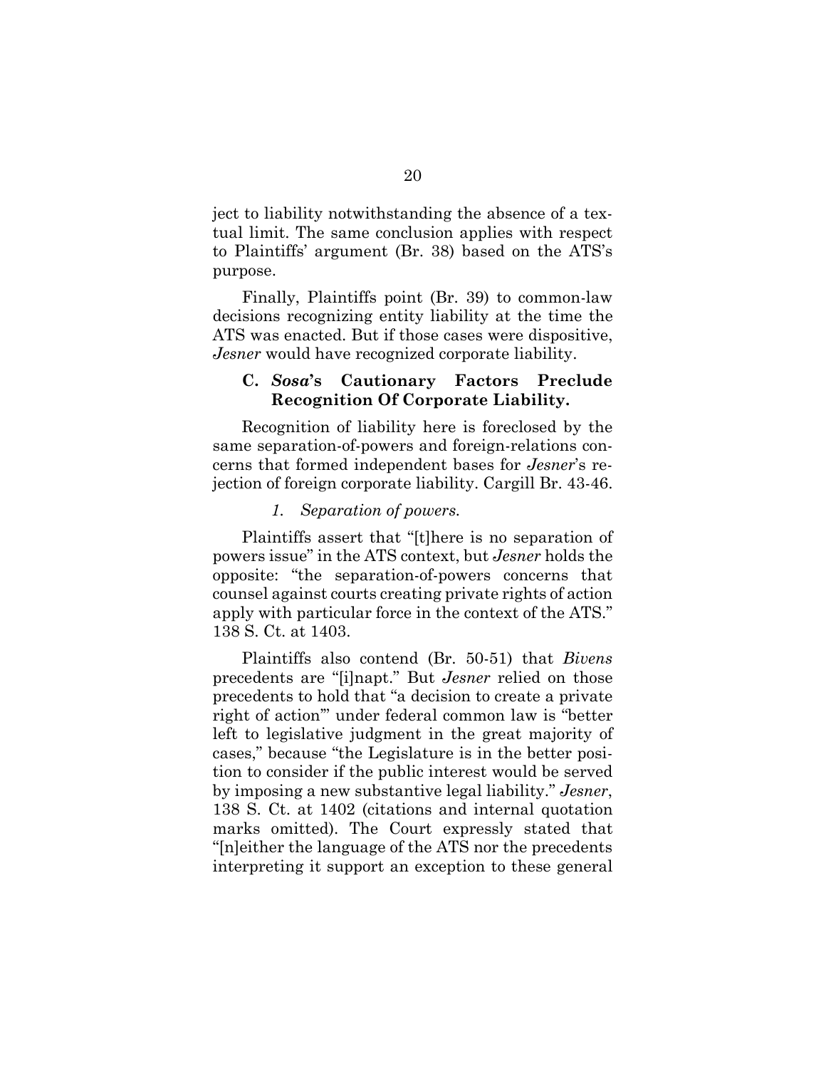ject to liability notwithstanding the absence of a textual limit. The same conclusion applies with respect to Plaintiffs' argument (Br. 38) based on the ATS's purpose.

Finally, Plaintiffs point (Br. 39) to common-law decisions recognizing entity liability at the time the ATS was enacted. But if those cases were dispositive, *Jesner* would have recognized corporate liability.

### C. *Sosa*'s Cautionary Factors Preclude Recognition Of Corporate Liability.

Recognition of liability here is foreclosed by the same separation-of-powers and foreign-relations concerns that formed independent bases for *Jesner*'s rejection of foreign corporate liability. Cargill Br. 43-46.

#### *1. Separation of powers.*

Plaintiffs assert that "[t]here is no separation of powers issue" in the ATS context, but *Jesner* holds the opposite: "the separation-of-powers concerns that counsel against courts creating private rights of action apply with particular force in the context of the ATS." 138 S. Ct. at 1403.

Plaintiffs also contend (Br. 50-51) that *Bivens* precedents are "[i]napt." But *Jesner* relied on those precedents to hold that "a decision to create a private right of action'" under federal common law is "better left to legislative judgment in the great majority of cases," because "the Legislature is in the better position to consider if the public interest would be served by imposing a new substantive legal liability." *Jesner*, 138 S. Ct. at 1402 (citations and internal quotation marks omitted). The Court expressly stated that "[n]either the language of the ATS nor the precedents interpreting it support an exception to these general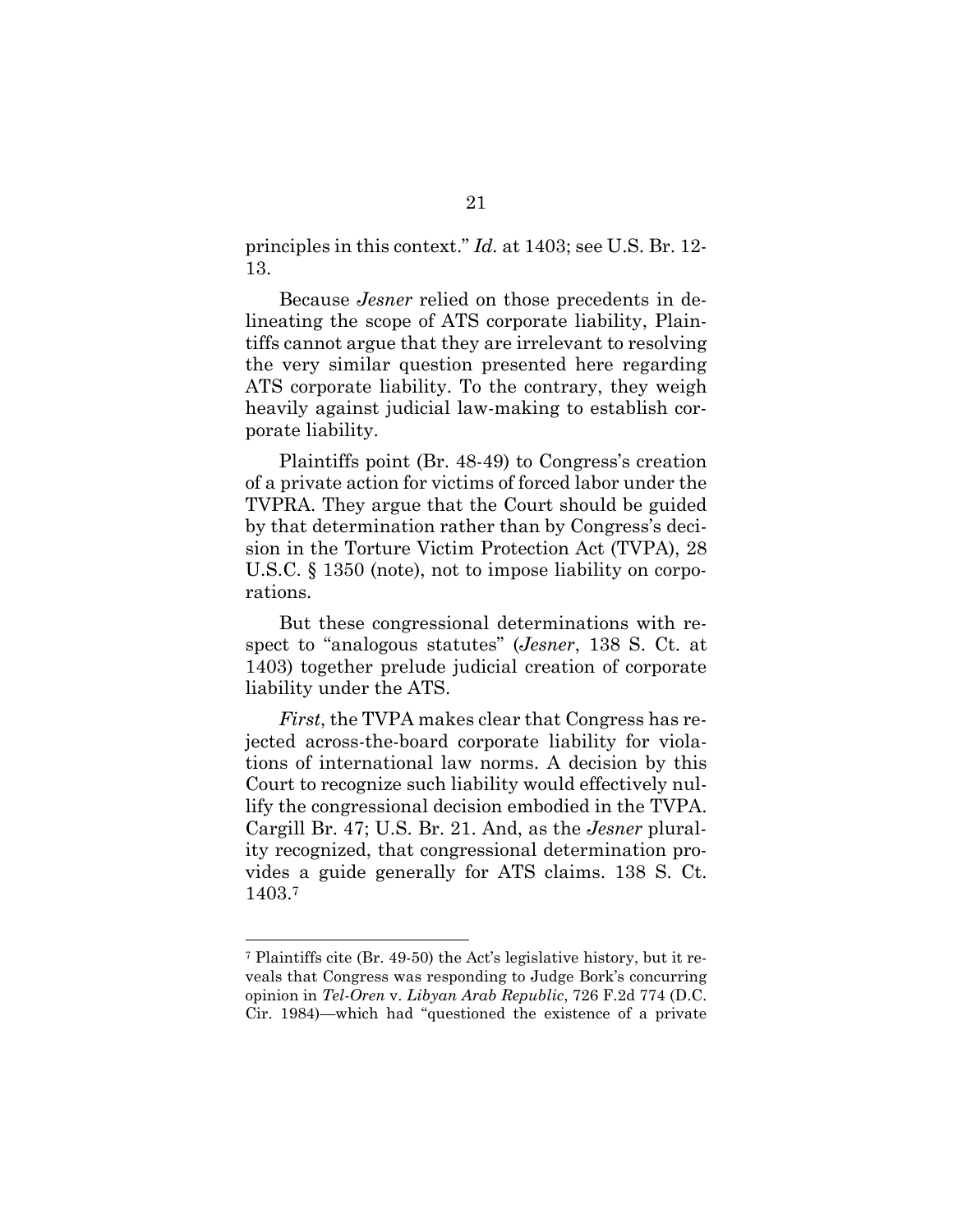principles in this context." *Id.* at 1403; see U.S. Br. 12-13.

Because *Jesner* relied on those precedents in delineating the scope of ATS corporate liability, Plaintiffs cannot argue that they are irrelevant to resolving the very similar question presented here regarding ATS corporate liability. To the contrary, they weigh heavily against judicial law-making to establish corporate liability.

Plaintiffs point (Br. 48-49) to Congress's creation of a private action for victims of forced labor under the TVPRA. They argue that the Court should be guided by that determination rather than by Congress's decision in the Torture Victim Protection Act (TVPA), 28 U.S.C. § 1350 (note), not to impose liability on corporations.

But these congressional determinations with respect to "analogous statutes" (*Jesner*, 138 S. Ct. at 1403) together prelude judicial creation of corporate liability under the ATS.

*First*, the TVPA makes clear that Congress has rejected across-the-board corporate liability for violations of international law norms. A decision by this Court to recognize such liability would effectively nullify the congressional decision embodied in the TVPA. Cargill Br. 47; U.S. Br. 21. And, as the *Jesner* plurality recognized, that congressional determination provides a guide generally for ATS claims. 138 S. Ct. 1403.[7]

---

[7] Plaintiffs cite (Br. 49-50) the Act's legislative history, but it reveals that Congress was responding to Judge Bork's concurring opinion in *Tel-Oren* v. *Libyan Arab Republic*, 726 F.2d 774 (D.C. Cir. 1984)—which had "questioned the existence of a private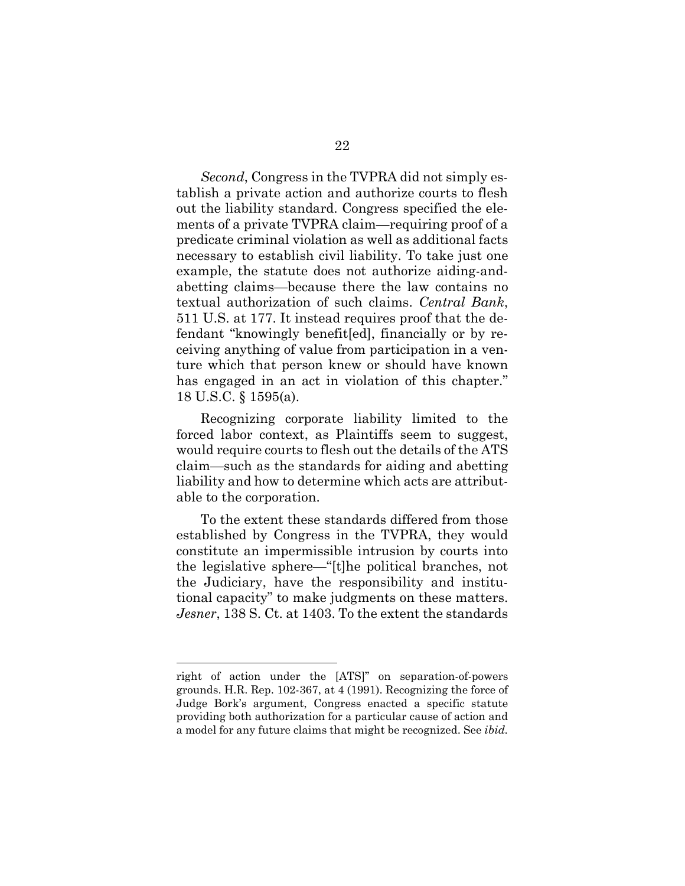*Second*, Congress in the TVPRA did not simply establish a private action and authorize courts to flesh out the liability standard. Congress specified the elements of a private TVPRA claim—requiring proof of a predicate criminal violation as well as additional facts necessary to establish civil liability. To take just one example, the statute does not authorize aiding-and-abetting claims—because there the law contains no textual authorization of such claims. *Central Bank*, 511 U.S. at 177. It instead requires proof that the defendant "knowingly benefit[ed], financially or by receiving anything of value from participation in a venture which that person knew or should have known has engaged in an act in violation of this chapter." 18 U.S.C. § 1595(a).

Recognizing corporate liability limited to the forced labor context, as Plaintiffs seem to suggest, would require courts to flesh out the details of the ATS claim—such as the standards for aiding and abetting liability and how to determine which acts are attributable to the corporation.

To the extent these standards differed from those established by Congress in the TVPRA, they would constitute an impermissible intrusion by courts into the legislative sphere—"[t]he political branches, not the Judiciary, have the responsibility and institutional capacity" to make judgments on these matters. *Jesner*, 138 S. Ct. at 1403. To the extent the standards

right of action under the [ATS]" on separation-of-powers grounds. H.R. Rep. 102-367, at 4 (1991). Recognizing the force of Judge Bork's argument, Congress enacted a specific statute providing both authorization for a particular cause of action and a model for any future claims that might be recognized. See *ibid.*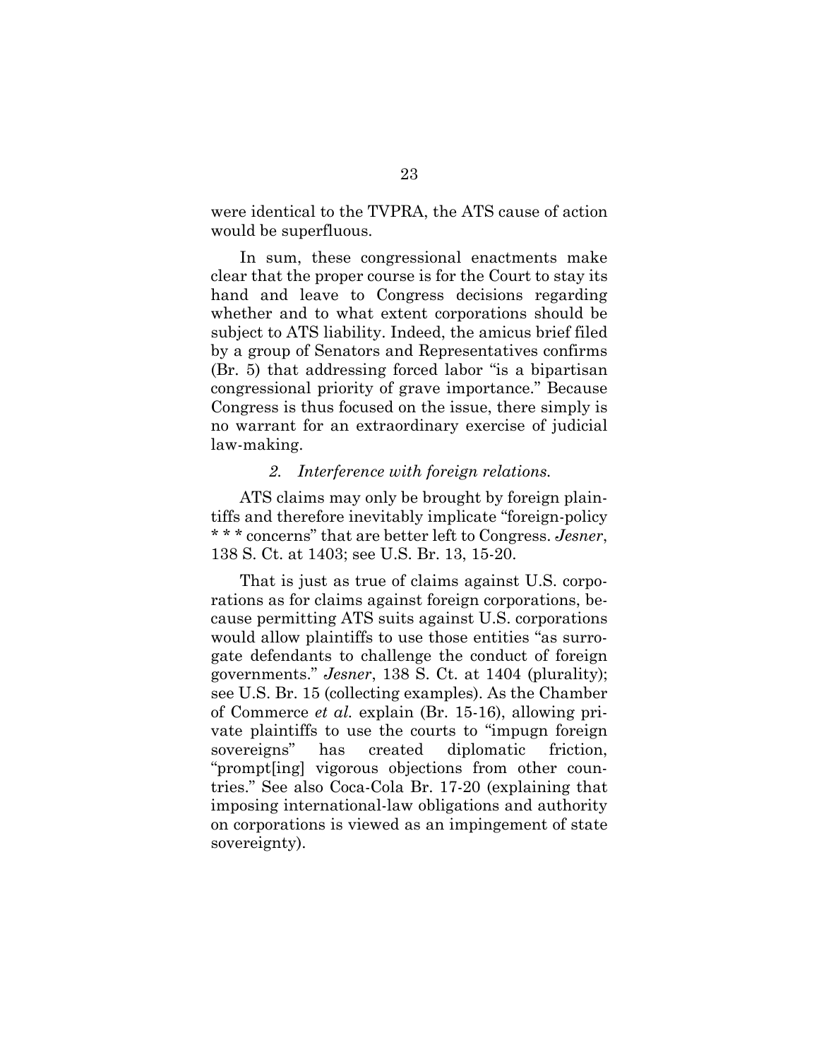were identical to the TVPRA, the ATS cause of action would be superfluous.

In sum, these congressional enactments make clear that the proper course is for the Court to stay its hand and leave to Congress decisions regarding whether and to what extent corporations should be subject to ATS liability. Indeed, the amicus brief filed by a group of Senators and Representatives confirms (Br. 5) that addressing forced labor "is a bipartisan congressional priority of grave importance." Because Congress is thus focused on the issue, there simply is no warrant for an extraordinary exercise of judicial law-making.

*2. Interference with foreign relations.*

ATS claims may only be brought by foreign plaintiffs and therefore inevitably implicate "foreign-policy * * * concerns" that are better left to Congress. *Jesner*, 138 S. Ct. at 1403; see U.S. Br. 13, 15-20.

That is just as true of claims against U.S. corporations as for claims against foreign corporations, because permitting ATS suits against U.S. corporations would allow plaintiffs to use those entities "as surrogate defendants to challenge the conduct of foreign governments." *Jesner*, 138 S. Ct. at 1404 (plurality); see U.S. Br. 15 (collecting examples). As the Chamber of Commerce *et al.* explain (Br. 15-16), allowing private plaintiffs to use the courts to "impugn foreign sovereigns" has created diplomatic friction, "prompt[ing] vigorous objections from other countries." See also Coca-Cola Br. 17-20 (explaining that imposing international-law obligations and authority on corporations is viewed as an impingement of state sovereignty).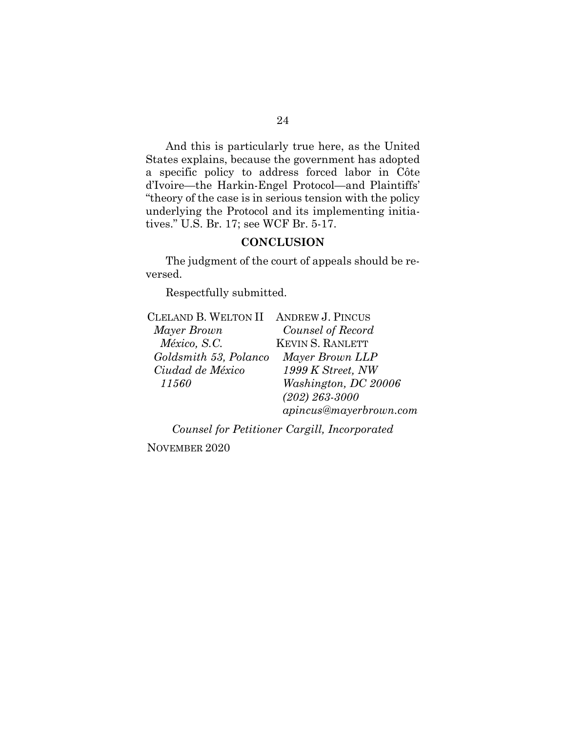And this is particularly true here, as the United States explains, because the government has adopted a specific policy to address forced labor in Côte d'Ivoire—the Harkin-Engel Protocol—and Plaintiffs' "theory of the case is in serious tension with the policy underlying the Protocol and its implementing initiatives." U.S. Br. 17; see WCF Br. 5-17.

## CONCLUSION

The judgment of the court of appeals should be reversed.

Respectfully submitted.

| | |
|---|---|
| CLELAND B. WELTON II | ANDREW J. PINCUS |
| *Mayer Brown México, S.C.* | *Counsel of Record* |
| *Goldsmith 53, Polanco* | KEVIN S. RANLETT |
| *Ciudad de México 11560* | *Mayer Brown LLP* |
| | *1999 K Street, NW* |
| | *Washington, DC 20006* |
| | *(202) 263-3000* |
| | *apincus@mayerbrown.com* |

*Counsel for Petitioner Cargill, Incorporated*

NOVEMBER 2020